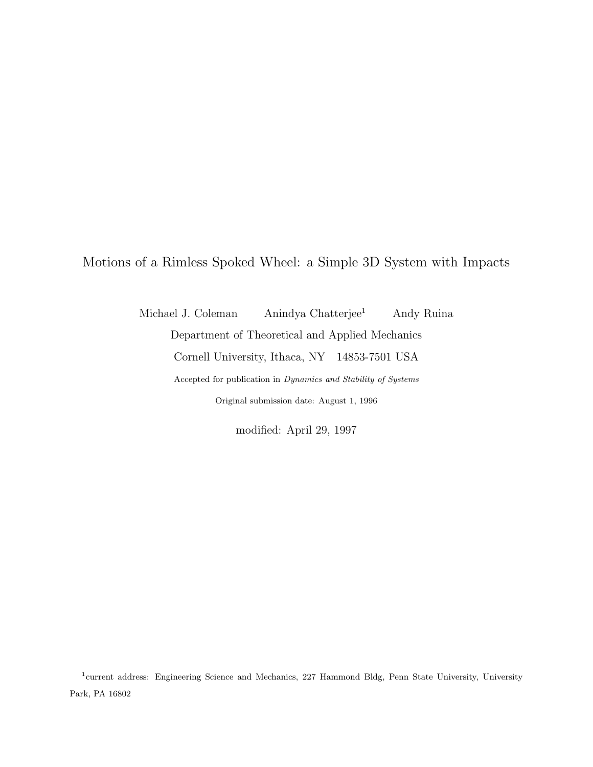# Motions of a Rimless Spoked Wheel: a Simple 3D System with Impacts

Michael J. Coleman  Anindya Chatterjee[1]  Andy Ruina

Department of Theoretical and Applied Mechanics

Cornell University, Ithaca, NY 14853-7501 USA

Accepted for publication in *Dynamics and Stability of Systems*

Original submission date: August 1, 1996

modified: April 29, 1997

[1]current address: Engineering Science and Mechanics, 227 Hammond Bldg, Penn State University, University Park, PA 16802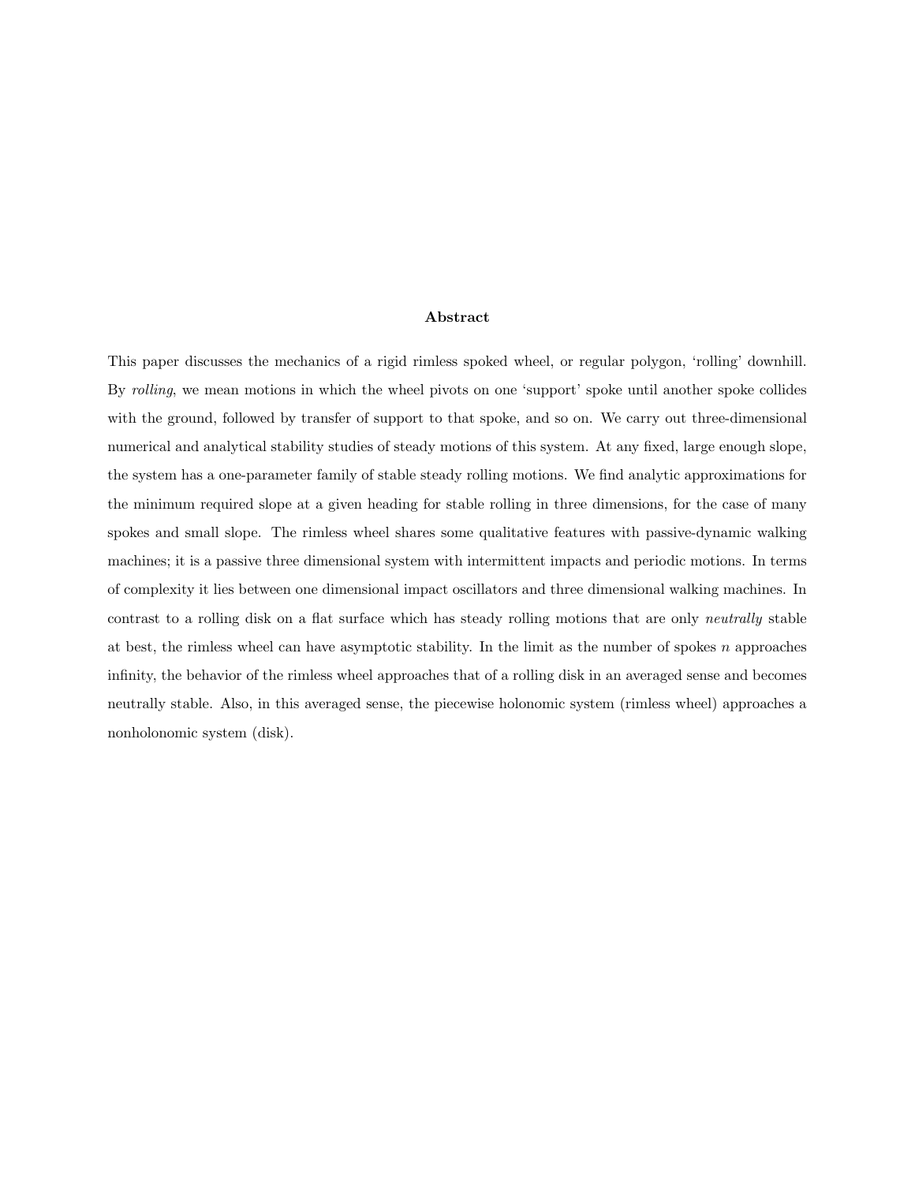## Abstract

This paper discusses the mechanics of a rigid rimless spoked wheel, or regular polygon, 'rolling' downhill. By *rolling*, we mean motions in which the wheel pivots on one 'support' spoke until another spoke collides with the ground, followed by transfer of support to that spoke, and so on. We carry out three-dimensional numerical and analytical stability studies of steady motions of this system. At any fixed, large enough slope, the system has a one-parameter family of stable steady rolling motions. We find analytic approximations for the minimum required slope at a given heading for stable rolling in three dimensions, for the case of many spokes and small slope. The rimless wheel shares some qualitative features with passive-dynamic walking machines; it is a passive three dimensional system with intermittent impacts and periodic motions. In terms of complexity it lies between one dimensional impact oscillators and three dimensional walking machines. In contrast to a rolling disk on a flat surface which has steady rolling motions that are only *neutrally* stable at best, the rimless wheel can have asymptotic stability. In the limit as the number of spokes $n$ approaches infinity, the behavior of the rimless wheel approaches that of a rolling disk in an averaged sense and becomes neutrally stable. Also, in this averaged sense, the piecewise holonomic system (rimless wheel) approaches a nonholonomic system (disk).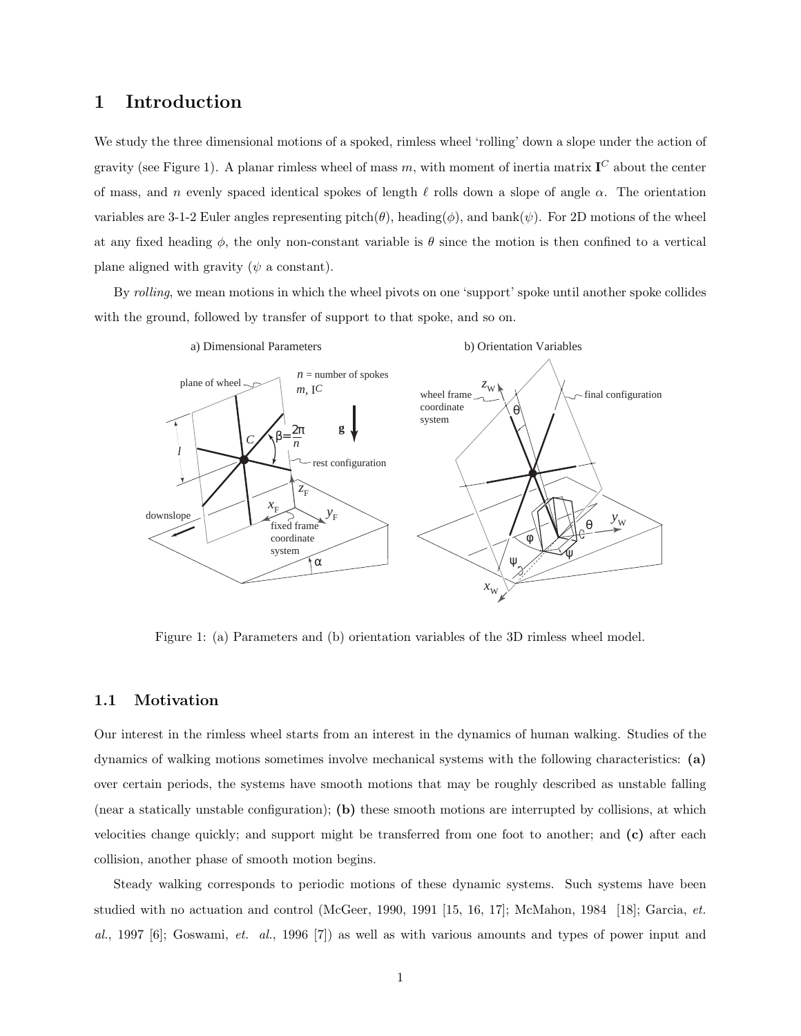# 1 Introduction

We study the three dimensional motions of a spoked, rimless wheel 'rolling' down a slope under the action of gravity (see Figure 1). A planar rimless wheel of mass $m$, with moment of inertia matrix $\mathbf{I}^C$ about the center of mass, and $n$ evenly spaced identical spokes of length $\ell$ rolls down a slope of angle $\alpha$. The orientation variables are 3-1-2 Euler angles representing pitch($\theta$), heading($\phi$), and bank($\psi$). For 2D motions of the wheel at any fixed heading $\phi$, the only non-constant variable is $\theta$ since the motion is then confined to a vertical plane aligned with gravity ($\psi$ a constant).

By *rolling*, we mean motions in which the wheel pivots on one 'support' spoke until another spoke collides with the ground, followed by transfer of support to that spoke, and so on.

Figure 1: (a) Parameters and (b) orientation variables of the 3D rimless wheel model.

## 1.1 Motivation

Our interest in the rimless wheel starts from an interest in the dynamics of human walking. Studies of the dynamics of walking motions sometimes involve mechanical systems with the following characteristics: **(a)** over certain periods, the systems have smooth motions that may be roughly described as unstable falling (near a statically unstable configuration); **(b)** these smooth motions are interrupted by collisions, at which velocities change quickly; and support might be transferred from one foot to another; and **(c)** after each collision, another phase of smooth motion begins.

Steady walking corresponds to periodic motions of these dynamic systems. Such systems have been studied with no actuation and control (McGeer, 1990, 1991 [15, 16, 17]; McMahon, 1984 [18]; Garcia, *et. al.*, 1997 [6]; Goswami, *et. al.*, 1996 [7]) as well as with various amounts and types of power input and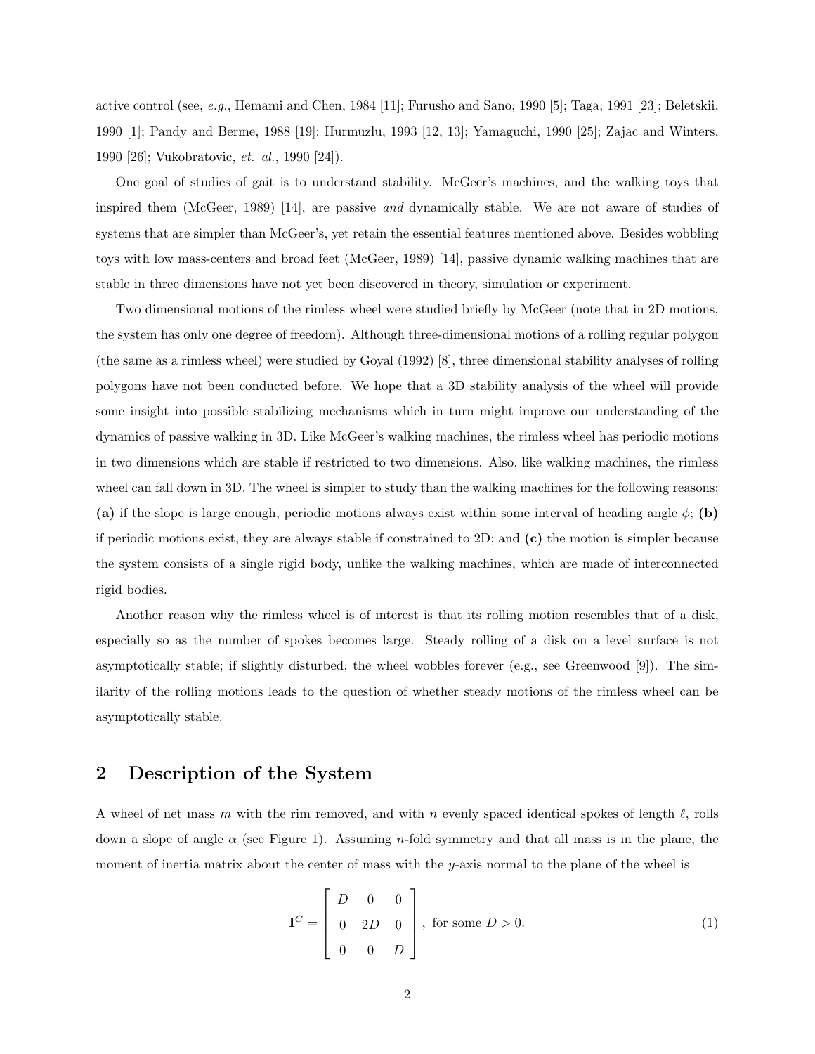active control (see, *e.g.*, Hemami and Chen, 1984 [11]; Furusho and Sano, 1990 [5]; Taga, 1991 [23]; Beletskii, 1990 [1]; Pandy and Berme, 1988 [19]; Hurmuzlu, 1993 [12, 13]; Yamaguchi, 1990 [25]; Zajac and Winters, 1990 [26]; Vukobratovic, *et. al.*, 1990 [24]).

One goal of studies of gait is to understand stability. McGeer's machines, and the walking toys that inspired them (McGeer, 1989) [14], are passive *and* dynamically stable. We are not aware of studies of systems that are simpler than McGeer's, yet retain the essential features mentioned above. Besides wobbling toys with low mass-centers and broad feet (McGeer, 1989) [14], passive dynamic walking machines that are stable in three dimensions have not yet been discovered in theory, simulation or experiment.

Two dimensional motions of the rimless wheel were studied briefly by McGeer (note that in 2D motions, the system has only one degree of freedom). Although three-dimensional motions of a rolling regular polygon (the same as a rimless wheel) were studied by Goyal (1992) [8], three dimensional stability analyses of rolling polygons have not been conducted before. We hope that a 3D stability analysis of the wheel will provide some insight into possible stabilizing mechanisms which in turn might improve our understanding of the dynamics of passive walking in 3D. Like McGeer's walking machines, the rimless wheel has periodic motions in two dimensions which are stable if restricted to two dimensions. Also, like walking machines, the rimless wheel can fall down in 3D. The wheel is simpler to study than the walking machines for the following reasons: **(a)** if the slope is large enough, periodic motions always exist within some interval of heading angle $\phi$; **(b)** if periodic motions exist, they are always stable if constrained to 2D; and **(c)** the motion is simpler because the system consists of a single rigid body, unlike the walking machines, which are made of interconnected rigid bodies.

Another reason why the rimless wheel is of interest is that its rolling motion resembles that of a disk, especially so as the number of spokes becomes large. Steady rolling of a disk on a level surface is not asymptotically stable; if slightly disturbed, the wheel wobbles forever (e.g., see Greenwood [9]). The similarity of the rolling motions leads to the question of whether steady motions of the rimless wheel can be asymptotically stable.

## 2 Description of the System

A wheel of net mass $m$ with the rim removed, and with $n$ evenly spaced identical spokes of length $\ell$, rolls down a slope of angle $\alpha$ (see Figure 1). Assuming $n$-fold symmetry and that all mass is in the plane, the moment of inertia matrix about the center of mass with the $y$-axis normal to the plane of the wheel is

$$\mathbf{I}^C = \begin{bmatrix} D & 0 & 0 \\ 0 & 2D & 0 \\ 0 & 0 & D \end{bmatrix}, \text{ for some } D > 0. \tag{1}$$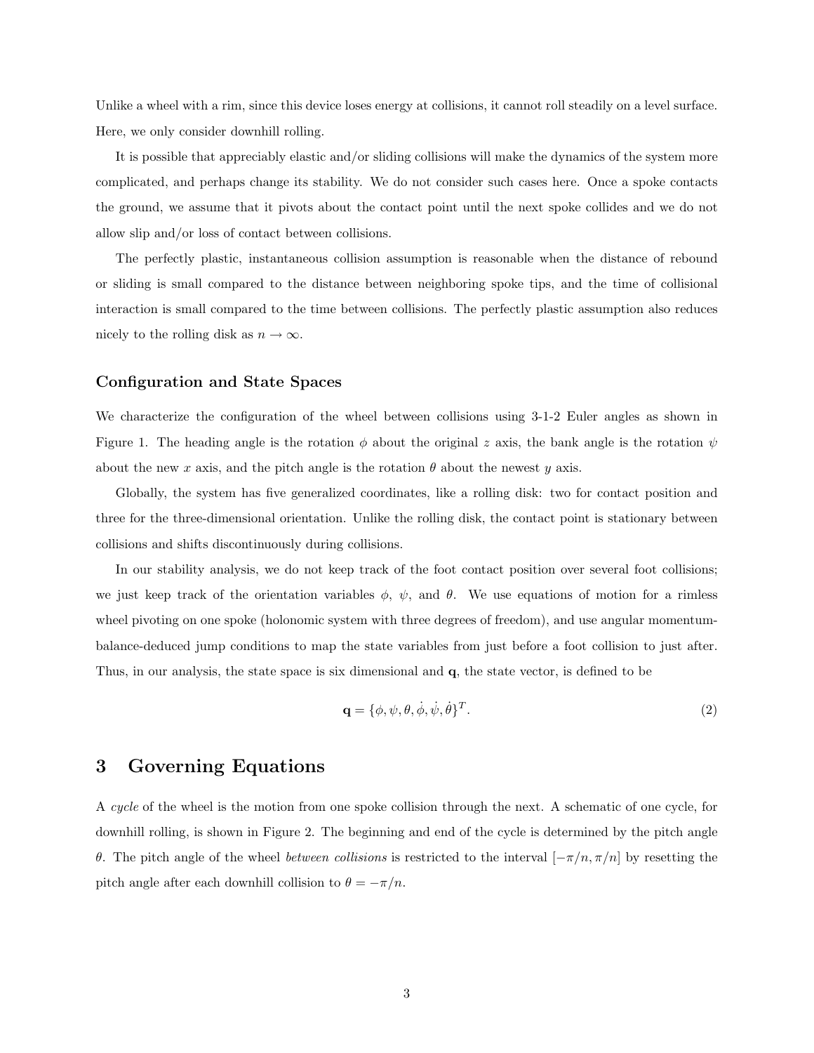Unlike a wheel with a rim, since this device loses energy at collisions, it cannot roll steadily on a level surface. Here, we only consider downhill rolling.

It is possible that appreciably elastic and/or sliding collisions will make the dynamics of the system more complicated, and perhaps change its stability. We do not consider such cases here. Once a spoke contacts the ground, we assume that it pivots about the contact point until the next spoke collides and we do not allow slip and/or loss of contact between collisions.

The perfectly plastic, instantaneous collision assumption is reasonable when the distance of rebound or sliding is small compared to the distance between neighboring spoke tips, and the time of collisional interaction is small compared to the time between collisions. The perfectly plastic assumption also reduces nicely to the rolling disk as $n \to \infty$.

### Configuration and State Spaces

We characterize the configuration of the wheel between collisions using 3-1-2 Euler angles as shown in Figure 1. The heading angle is the rotation $\phi$ about the original $z$ axis, the bank angle is the rotation $\psi$ about the new $x$ axis, and the pitch angle is the rotation $\theta$ about the newest $y$ axis.

Globally, the system has five generalized coordinates, like a rolling disk: two for contact position and three for the three-dimensional orientation. Unlike the rolling disk, the contact point is stationary between collisions and shifts discontinuously during collisions.

In our stability analysis, we do not keep track of the foot contact position over several foot collisions; we just keep track of the orientation variables $\phi$, $\psi$, and $\theta$. We use equations of motion for a rimless wheel pivoting on one spoke (holonomic system with three degrees of freedom), and use angular momentum-balance-deduced jump conditions to map the state variables from just before a foot collision to just after. Thus, in our analysis, the state space is six dimensional and $\mathbf{q}$, the state vector, is defined to be

$$\mathbf{q} = \{\phi, \psi, \theta, \dot{\phi}, \dot{\psi}, \dot{\theta}\}^T. \tag{2}$$

## 3 Governing Equations

A *cycle* of the wheel is the motion from one spoke collision through the next. A schematic of one cycle, for downhill rolling, is shown in Figure 2. The beginning and end of the cycle is determined by the pitch angle $\theta$. The pitch angle of the wheel *between collisions* is restricted to the interval $[-\pi/n, \pi/n]$ by resetting the pitch angle after each downhill collision to $\theta = -\pi/n$.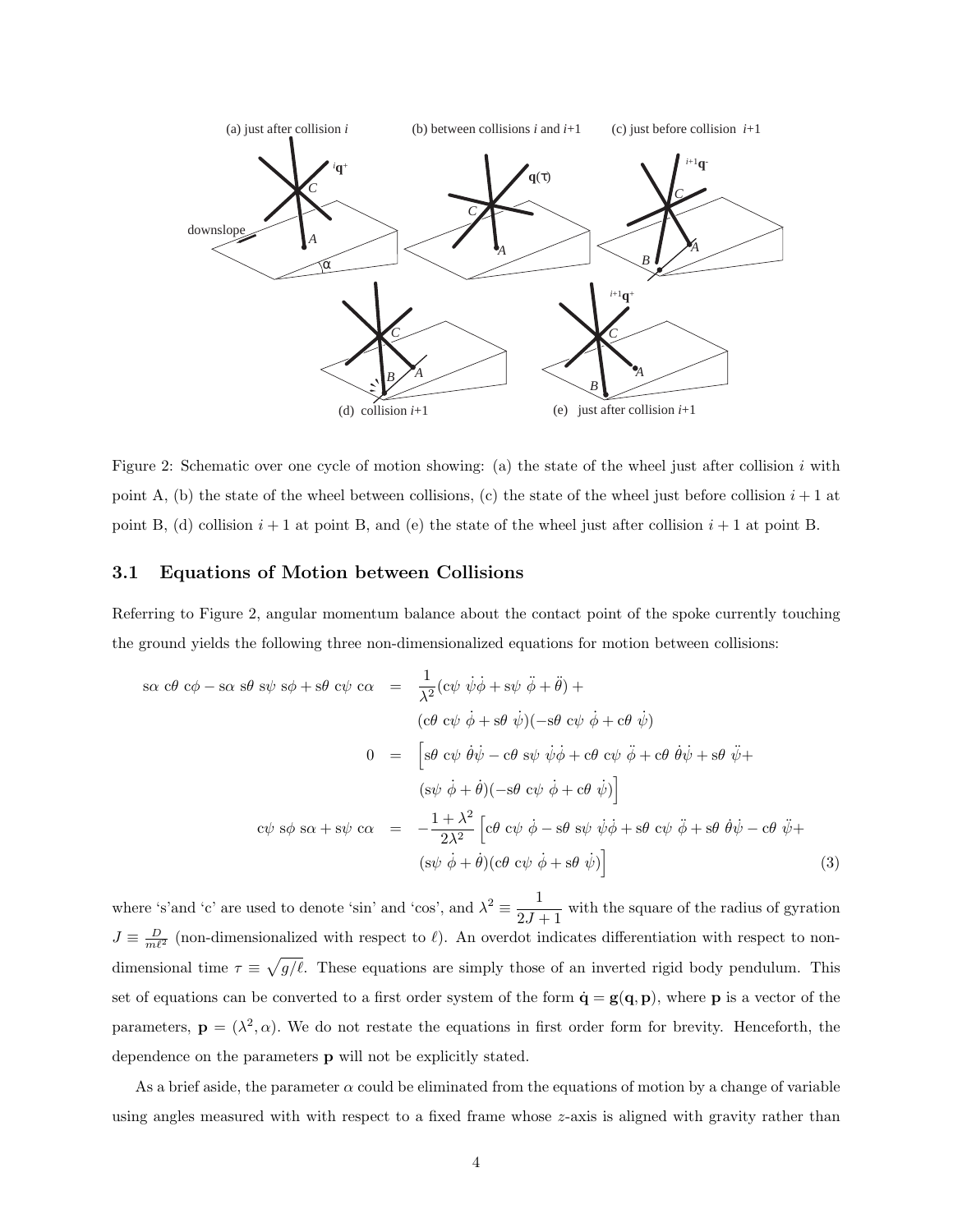Figure 2: Schematic over one cycle of motion showing: (a) the state of the wheel just after collision $i$ with point A, (b) the state of the wheel between collisions, (c) the state of the wheel just before collision $i+1$ at point B, (d) collision $i+1$ at point B, and (e) the state of the wheel just after collision $i+1$ at point B.

### 3.1 Equations of Motion between Collisions

Referring to Figure 2, angular momentum balance about the contact point of the spoke currently touching the ground yields the following three non-dimensionalized equations for motion between collisions:

$$
\begin{aligned}
\mathrm{s}\alpha\ \mathrm{c}\theta\ \mathrm{c}\phi - \mathrm{s}\alpha\ \mathrm{s}\theta\ \mathrm{s}\psi\ \mathrm{s}\phi + \mathrm{s}\theta\ \mathrm{c}\psi\ \mathrm{c}\alpha &= \frac{1}{\lambda^2}(\mathrm{c}\psi\ \dot{\psi}\dot{\phi} + \mathrm{s}\psi\ \ddot{\phi} + \ddot{\theta}) + \\
&\quad (\mathrm{c}\theta\ \mathrm{c}\psi\ \dot{\phi} + \mathrm{s}\theta\ \dot{\psi})(-\mathrm{s}\theta\ \mathrm{c}\psi\ \dot{\phi} + \mathrm{c}\theta\ \dot{\psi}) \\
0 &= \Big[\mathrm{s}\theta\ \mathrm{c}\psi\ \dot{\theta}\dot{\psi} - \mathrm{c}\theta\ \mathrm{s}\psi\ \dot{\psi}\dot{\phi} + \mathrm{c}\theta\ \mathrm{c}\psi\ \ddot{\phi} + \mathrm{c}\theta\ \dot{\theta}\dot{\psi} + \mathrm{s}\theta\ \ddot{\psi} + \\
&\quad (\mathrm{s}\psi\ \dot{\phi} + \dot{\theta})(-\mathrm{s}\theta\ \mathrm{c}\psi\ \dot{\phi} + \mathrm{c}\theta\ \dot{\psi})\Big] \\
\mathrm{c}\psi\ \mathrm{s}\phi\ \mathrm{s}\alpha + \mathrm{s}\psi\ \mathrm{c}\alpha &= -\frac{1+\lambda^2}{2\lambda^2}\Big[\mathrm{c}\theta\ \mathrm{c}\psi\ \dot{\phi} - \mathrm{s}\theta\ \mathrm{s}\psi\ \dot{\psi}\dot{\phi} + \mathrm{s}\theta\ \mathrm{c}\psi\ \ddot{\phi} + \mathrm{s}\theta\ \dot{\theta}\dot{\psi} - \mathrm{c}\theta\ \ddot{\psi} + \\
&\quad (\mathrm{s}\psi\ \dot{\phi} + \dot{\theta})(\mathrm{c}\theta\ \mathrm{c}\psi\ \dot{\phi} + \mathrm{s}\theta\ \dot{\psi})\Big]
\end{aligned} \tag{3}
$$

where 's'and 'c' are used to denote 'sin' and 'cos', and $\lambda^2 \equiv \dfrac{1}{2J+1}$ with the square of the radius of gyration $J \equiv \frac{D}{m\ell^2}$ (non-dimensionalized with respect to $\ell$). An overdot indicates differentiation with respect to non-dimensional time $\tau \equiv \sqrt{g/\ell}$. These equations are simply those of an inverted rigid body pendulum. This set of equations can be converted to a first order system of the form $\dot{\mathbf{q}} = \mathbf{g}(\mathbf{q}, \mathbf{p})$, where $\mathbf{p}$ is a vector of the parameters, $\mathbf{p} = (\lambda^2, \alpha)$. We do not restate the equations in first order form for brevity. Henceforth, the dependence on the parameters $\mathbf{p}$ will not be explicitly stated.

As a brief aside, the parameter $\alpha$ could be eliminated from the equations of motion by a change of variable using angles measured with with respect to a fixed frame whose $z$-axis is aligned with gravity rather than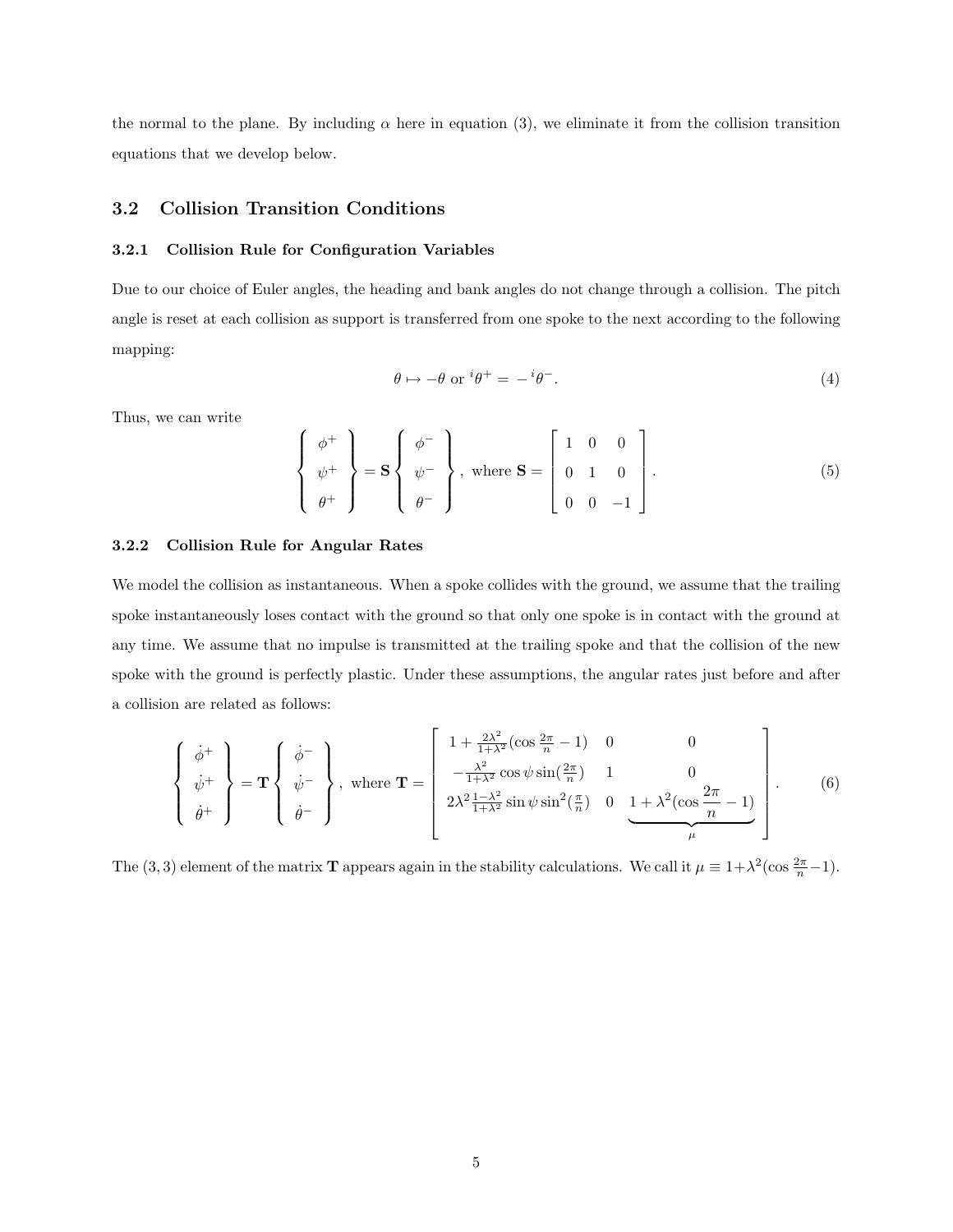the normal to the plane. By including $\alpha$ here in equation (3), we eliminate it from the collision transition equations that we develop below.

## 3.2 Collision Transition Conditions

### 3.2.1 Collision Rule for Configuration Variables

Due to our choice of Euler angles, the heading and bank angles do not change through a collision. The pitch angle is reset at each collision as support is transferred from one spoke to the next according to the following mapping:

$$\theta \mapsto -\theta \text{ or } {}^{i}\theta^{+} = -{}^{i}\theta^{-}. \tag{4}$$

Thus, we can write

$$\left\{ \begin{array}{c} \phi^{+} \\ \psi^{+} \\ \theta^{+} \end{array} \right\} = \mathbf{S} \left\{ \begin{array}{c} \phi^{-} \\ \psi^{-} \\ \theta^{-} \end{array} \right\}, \text{ where } \mathbf{S} = \begin{bmatrix} 1 & 0 & 0 \\ 0 & 1 & 0 \\ 0 & 0 & -1 \end{bmatrix}. \tag{5}$$

### 3.2.2 Collision Rule for Angular Rates

We model the collision as instantaneous. When a spoke collides with the ground, we assume that the trailing spoke instantaneously loses contact with the ground so that only one spoke is in contact with the ground at any time. We assume that no impulse is transmitted at the trailing spoke and that the collision of the new spoke with the ground is perfectly plastic. Under these assumptions, the angular rates just before and after a collision are related as follows:

$$\left\{ \begin{array}{c} \dot{\phi}^{+} \\ \dot{\psi}^{+} \\ \dot{\theta}^{+} \end{array} \right\} = \mathbf{T} \left\{ \begin{array}{c} \dot{\phi}^{-} \\ \dot{\psi}^{-} \\ \dot{\theta}^{-} \end{array} \right\}, \text{ where } \mathbf{T} = \begin{bmatrix} 1 + \frac{2\lambda^2}{1+\lambda^2}(\cos\frac{2\pi}{n} - 1) & 0 & 0 \\ -\frac{\lambda^2}{1+\lambda^2}\cos\psi \sin(\frac{2\pi}{n}) & 1 & 0 \\ 2\lambda^2 \frac{1-\lambda^2}{1+\lambda^2} \sin\psi \sin^2(\frac{\pi}{n}) & 0 & \underbrace{1 + \lambda^2(\cos\frac{2\pi}{n} - 1)}_{\mu} \end{bmatrix}. \tag{6}$$

The $(3,3)$ element of the matrix $\mathbf{T}$ appears again in the stability calculations. We call it $\mu \equiv 1+\lambda^2(\cos\frac{2\pi}{n}-1)$.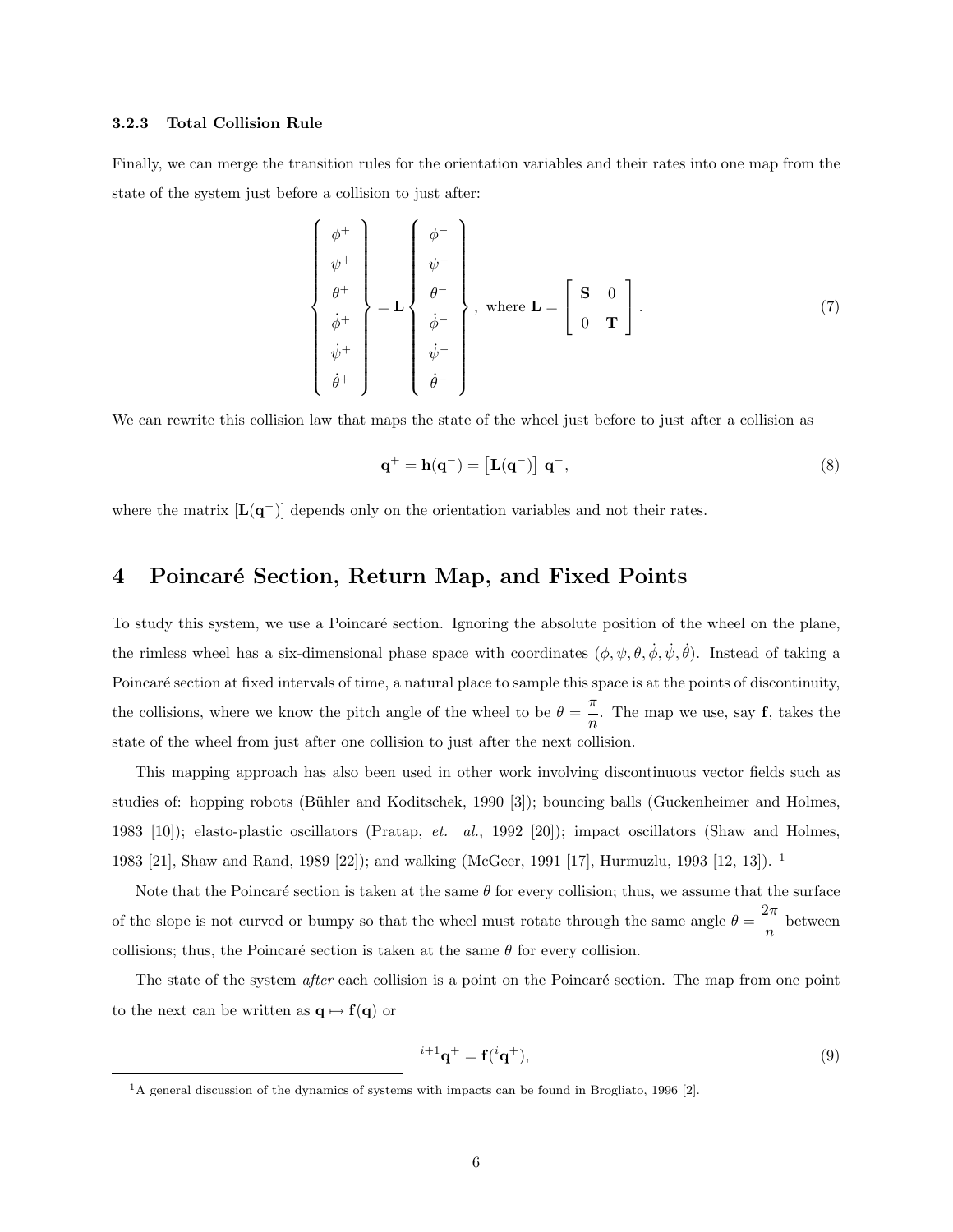### 3.2.3 Total Collision Rule

Finally, we can merge the transition rules for the orientation variables and their rates into one map from the state of the system just before a collision to just after:

$$\left\{ \begin{array}{c} \phi^+ \\ \psi^+ \\ \theta^+ \\ \dot{\phi}^+ \\ \dot{\psi}^+ \\ \dot{\theta}^+ \end{array} \right\} = \mathbf{L} \left\{ \begin{array}{c} \phi^- \\ \psi^- \\ \theta^- \\ \dot{\phi}^- \\ \dot{\psi}^- \\ \dot{\theta}^- \end{array} \right\}, \text{ where } \mathbf{L} = \left[ \begin{array}{cc} \mathbf{S} & 0 \\ 0 & \mathbf{T} \end{array} \right]. \tag{7}$$

We can rewrite this collision law that maps the state of the wheel just before to just after a collision as

$$\mathbf{q}^+ = \mathbf{h}(\mathbf{q}^-) = \left[\mathbf{L}(\mathbf{q}^-)\right] \, \mathbf{q}^-, \tag{8}$$

where the matrix $[\mathbf{L}(\mathbf{q}^-)]$ depends only on the orientation variables and not their rates.

## 4 Poincaré Section, Return Map, and Fixed Points

To study this system, we use a Poincaré section. Ignoring the absolute position of the wheel on the plane, the rimless wheel has a six-dimensional phase space with coordinates $(\phi, \psi, \theta, \dot{\phi}, \dot{\psi}, \dot{\theta})$. Instead of taking a Poincaré section at fixed intervals of time, a natural place to sample this space is at the points of discontinuity, the collisions, where we know the pitch angle of the wheel to be $\theta = \dfrac{\pi}{n}$. The map we use, say $\mathbf{f}$, takes the state of the wheel from just after one collision to just after the next collision.

This mapping approach has also been used in other work involving discontinuous vector fields such as studies of: hopping robots (Bühler and Koditschek, 1990 [3]); bouncing balls (Guckenheimer and Holmes, 1983 [10]); elasto-plastic oscillators (Pratap, *et. al.*, 1992 [20]); impact oscillators (Shaw and Holmes, 1983 [21], Shaw and Rand, 1989 [22]); and walking (McGeer, 1991 [17], Hurmuzlu, 1993 [12, 13]). [1]

Note that the Poincaré section is taken at the same $\theta$ for every collision; thus, we assume that the surface of the slope is not curved or bumpy so that the wheel must rotate through the same angle $\theta = \dfrac{2\pi}{n}$ between collisions; thus, the Poincaré section is taken at the same $\theta$ for every collision.

The state of the system *after* each collision is a point on the Poincaré section. The map from one point to the next can be written as $\mathbf{q} \mapsto \mathbf{f}(\mathbf{q})$ or

$${}^{i+1}\mathbf{q}^+ = \mathbf{f}({}^{i}\mathbf{q}^+), \tag{9}$$

[1] A general discussion of the dynamics of systems with impacts can be found in Brogliato, 1996 [2].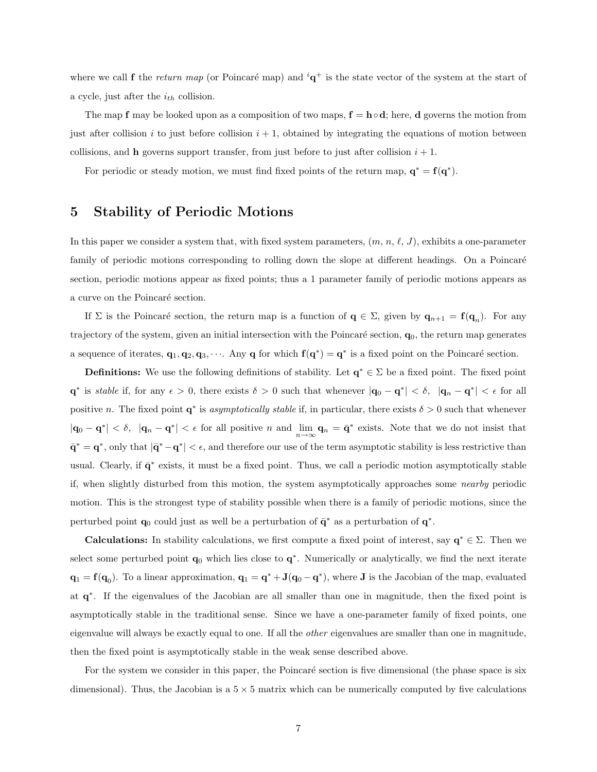where we call $\mathbf{f}$ the *return map* (or Poincaré map) and ${}^{i}\mathbf{q}^{+}$ is the state vector of the system at the start of a cycle, just after the $i_{th}$ collision.

The map $\mathbf{f}$ may be looked upon as a composition of two maps, $\mathbf{f} = \mathbf{h} \circ \mathbf{d}$; here, $\mathbf{d}$ governs the motion from just after collision $i$ to just before collision $i+1$, obtained by integrating the equations of motion between collisions, and $\mathbf{h}$ governs support transfer, from just before to just after collision $i+1$.

For periodic or steady motion, we must find fixed points of the return map, $\mathbf{q}^* = \mathbf{f}(\mathbf{q}^*)$.

## 5 Stability of Periodic Motions

In this paper we consider a system that, with fixed system parameters, $(m, n, \ell, J)$, exhibits a one-parameter family of periodic motions corresponding to rolling down the slope at different headings. On a Poincaré section, periodic motions appear as fixed points; thus a 1 parameter family of periodic motions appears as a curve on the Poincaré section.

If $\Sigma$ is the Poincaré section, the return map is a function of $\mathbf{q} \in \Sigma$, given by $\mathbf{q}_{n+1} = \mathbf{f}(\mathbf{q}_n)$. For any trajectory of the system, given an initial intersection with the Poincaré section, $\mathbf{q}_0$, the return map generates a sequence of iterates, $\mathbf{q}_1, \mathbf{q}_2, \mathbf{q}_3, \cdots$. Any $\mathbf{q}$ for which $\mathbf{f}(\mathbf{q}^*) = \mathbf{q}^*$ is a fixed point on the Poincaré section.

**Definitions:** We use the following definitions of stability. Let $\mathbf{q}^* \in \Sigma$ be a fixed point. The fixed point $\mathbf{q}^*$ is *stable* if, for any $\epsilon > 0$, there exists $\delta > 0$ such that whenever $|\mathbf{q}_0 - \mathbf{q}^*| < \delta$, $|\mathbf{q}_n - \mathbf{q}^*| < \epsilon$ for all positive $n$. The fixed point $\mathbf{q}^*$ is *asymptotically stable* if, in particular, there exists $\delta > 0$ such that whenever $|\mathbf{q}_0 - \mathbf{q}^*| < \delta$, $|\mathbf{q}_n - \mathbf{q}^*| < \epsilon$ for all positive $n$ and $\lim_{n\to\infty} \mathbf{q}_n = \bar{\mathbf{q}}^*$ exists. Note that we do not insist that $\bar{\mathbf{q}}^* = \mathbf{q}^*$, only that $|\bar{\mathbf{q}}^* - \mathbf{q}^*| < \epsilon$, and therefore our use of the term asymptotic stability is less restrictive than usual. Clearly, if $\bar{\mathbf{q}}^*$ exists, it must be a fixed point. Thus, we call a periodic motion asymptotically stable if, when slightly disturbed from this motion, the system asymptotically approaches some *nearby* periodic motion. This is the strongest type of stability possible when there is a family of periodic motions, since the perturbed point $\mathbf{q}_0$ could just as well be a perturbation of $\bar{\mathbf{q}}^*$ as a perturbation of $\mathbf{q}^*$.

**Calculations:** In stability calculations, we first compute a fixed point of interest, say $\mathbf{q}^* \in \Sigma$. Then we select some perturbed point $\mathbf{q}_0$ which lies close to $\mathbf{q}^*$. Numerically or analytically, we find the next iterate $\mathbf{q}_1 = \mathbf{f}(\mathbf{q}_0)$. To a linear approximation, $\mathbf{q}_1 = \mathbf{q}^* + \mathbf{J}(\mathbf{q}_0 - \mathbf{q}^*)$, where $\mathbf{J}$ is the Jacobian of the map, evaluated at $\mathbf{q}^*$. If the eigenvalues of the Jacobian are all smaller than one in magnitude, then the fixed point is asymptotically stable in the traditional sense. Since we have a one-parameter family of fixed points, one eigenvalue will always be exactly equal to one. If all the *other* eigenvalues are smaller than one in magnitude, then the fixed point is asymptotically stable in the weak sense described above.

For the system we consider in this paper, the Poincaré section is five dimensional (the phase space is six dimensional). Thus, the Jacobian is a $5 \times 5$ matrix which can be numerically computed by five calculations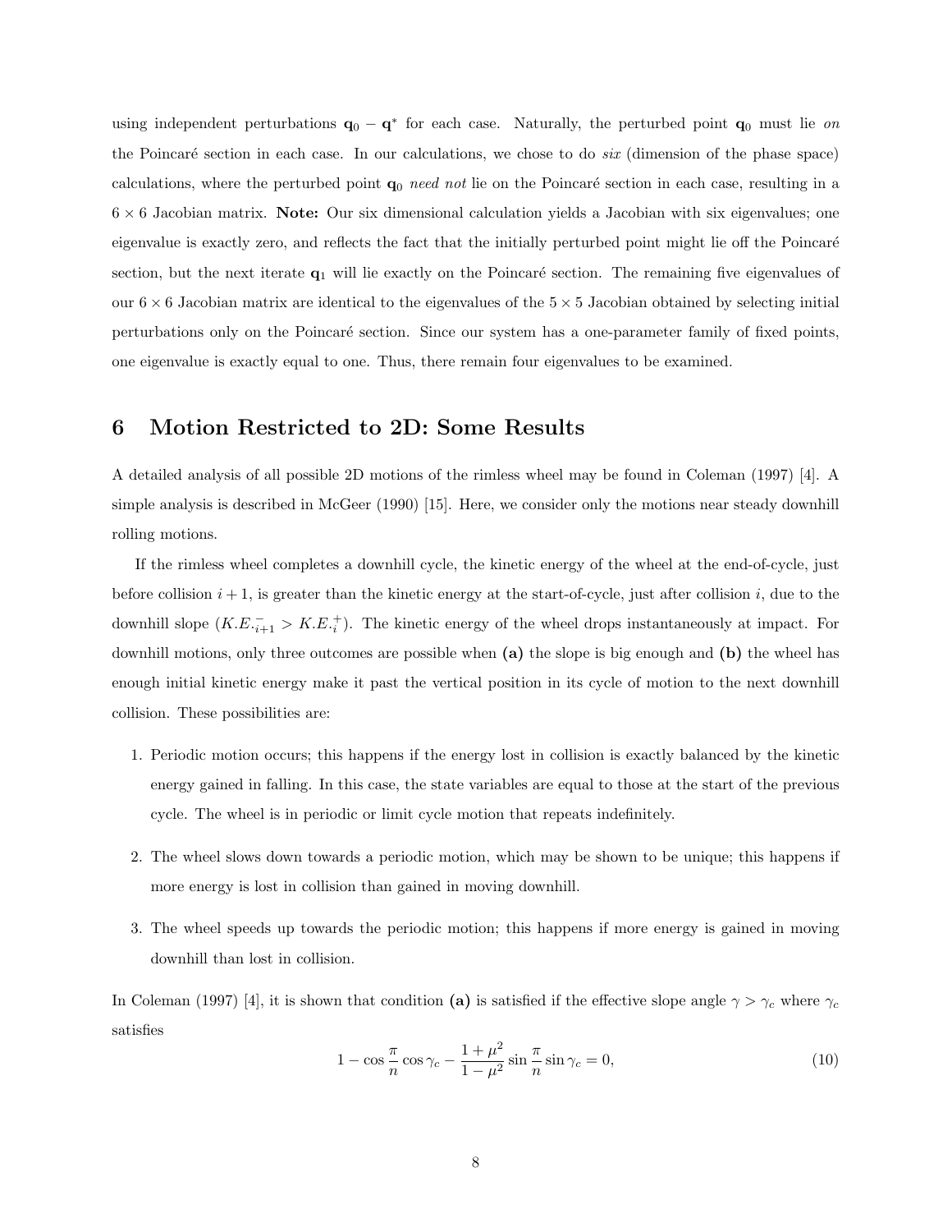using independent perturbations $\mathbf{q}_0 - \mathbf{q}^*$ for each case. Naturally, the perturbed point $\mathbf{q}_0$ must lie *on* the Poincaré section in each case. In our calculations, we chose to do *six* (dimension of the phase space) calculations, where the perturbed point $\mathbf{q}_0$ *need not* lie on the Poincaré section in each case, resulting in a $6 \times 6$ Jacobian matrix. **Note:** Our six dimensional calculation yields a Jacobian with six eigenvalues; one eigenvalue is exactly zero, and reflects the fact that the initially perturbed point might lie off the Poincaré section, but the next iterate $\mathbf{q}_1$ will lie exactly on the Poincaré section. The remaining five eigenvalues of our $6 \times 6$ Jacobian matrix are identical to the eigenvalues of the $5 \times 5$ Jacobian obtained by selecting initial perturbations only on the Poincaré section. Since our system has a one-parameter family of fixed points, one eigenvalue is exactly equal to one. Thus, there remain four eigenvalues to be examined.

# 6 Motion Restricted to 2D: Some Results

A detailed analysis of all possible 2D motions of the rimless wheel may be found in Coleman (1997) [4]. A simple analysis is described in McGeer (1990) [15]. Here, we consider only the motions near steady downhill rolling motions.

If the rimless wheel completes a downhill cycle, the kinetic energy of the wheel at the end-of-cycle, just before collision $i+1$, is greater than the kinetic energy at the start-of-cycle, just after collision $i$, due to the downhill slope ($K.E._{i+1}^{-} > K.E._{i}^{+}$). The kinetic energy of the wheel drops instantaneously at impact. For downhill motions, only three outcomes are possible when **(a)** the slope is big enough and **(b)** the wheel has enough initial kinetic energy make it past the vertical position in its cycle of motion to the next downhill collision. These possibilities are:

1. Periodic motion occurs; this happens if the energy lost in collision is exactly balanced by the kinetic energy gained in falling. In this case, the state variables are equal to those at the start of the previous cycle. The wheel is in periodic or limit cycle motion that repeats indefinitely.
2. The wheel slows down towards a periodic motion, which may be shown to be unique; this happens if more energy is lost in collision than gained in moving downhill.
3. The wheel speeds up towards the periodic motion; this happens if more energy is gained in moving downhill than lost in collision.

In Coleman (1997) [4], it is shown that condition **(a)** is satisfied if the effective slope angle $\gamma > \gamma_c$ where $\gamma_c$ satisfies

$$1 - \cos\frac{\pi}{n}\cos\gamma_c - \frac{1+\mu^2}{1-\mu^2}\sin\frac{\pi}{n}\sin\gamma_c = 0, \tag{10}$$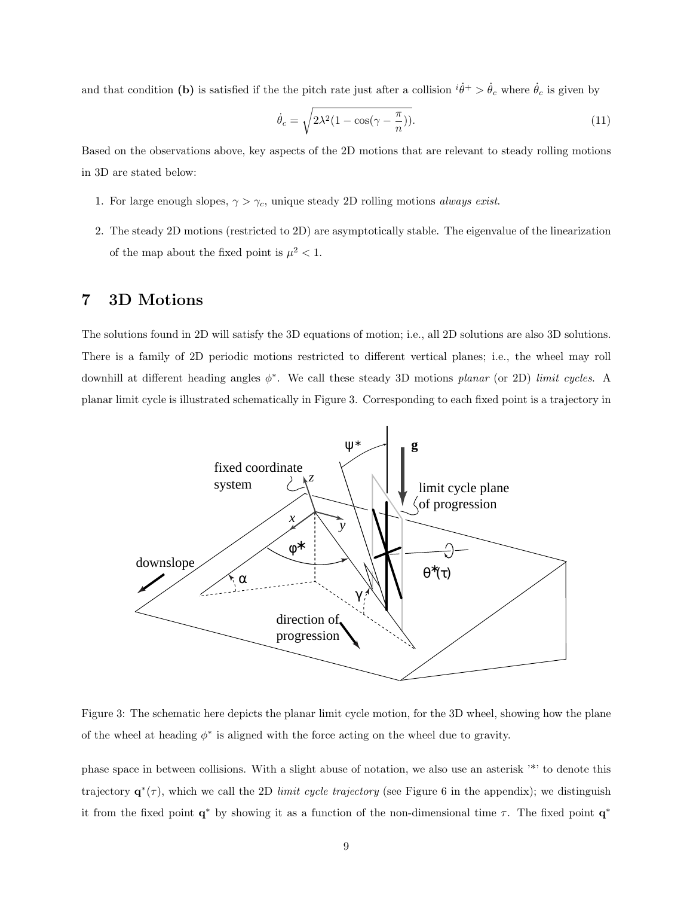and that condition **(b)** is satisfied if the the pitch rate just after a collision ${}^{i}\dot{\theta}^{+} > \dot{\theta}_c$ where $\dot{\theta}_c$ is given by

$$\dot{\theta}_c = \sqrt{2\lambda^2(1 - \cos(\gamma - \frac{\pi}{n}))}. \tag{11}$$

Based on the observations above, key aspects of the 2D motions that are relevant to steady rolling motions in 3D are stated below:

1. For large enough slopes, $\gamma > \gamma_c$, unique steady 2D rolling motions *always exist*.
2. The steady 2D motions (restricted to 2D) are asymptotically stable. The eigenvalue of the linearization of the map about the fixed point is $\mu^2 < 1$.

## 7 3D Motions

The solutions found in 2D will satisfy the 3D equations of motion; i.e., all 2D solutions are also 3D solutions. There is a family of 2D periodic motions restricted to different vertical planes; i.e., the wheel may roll downhill at different heading angles $\phi^*$. We call these steady 3D motions *planar* (or 2D) *limit cycles*. A planar limit cycle is illustrated schematically in Figure 3. Corresponding to each fixed point is a trajectory in

Figure 3: The schematic here depicts the planar limit cycle motion, for the 3D wheel, showing how the plane of the wheel at heading $\phi^*$ is aligned with the force acting on the wheel due to gravity.

phase space in between collisions. With a slight abuse of notation, we also use an asterisk '*' to denote this trajectory $\mathbf{q}^*(\tau)$, which we call the 2D *limit cycle trajectory* (see Figure 6 in the appendix); we distinguish it from the fixed point $\mathbf{q}^*$ by showing it as a function of the non-dimensional time $\tau$. The fixed point $\mathbf{q}^*$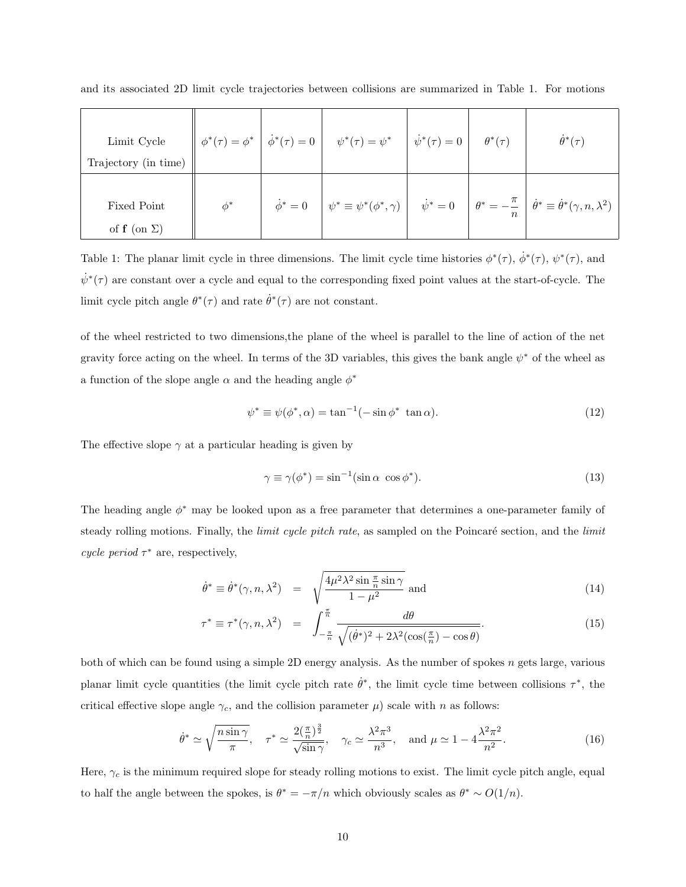and its associated 2D limit cycle trajectories between collisions are summarized in Table 1. For motions

| Limit Cycle Trajectory (in time) | $\phi^*(\tau) = \phi^*$ | $\dot{\phi}^*(\tau) = 0$ | $\psi^*(\tau) = \psi^*$ | $\dot{\psi}^*(\tau) = 0$ | $\theta^*(\tau)$ | $\dot{\theta}^*(\tau)$ |
|---|---|---|---|---|---|---|
| Fixed Point of $\mathbf{f}$ (on $\Sigma$) | $\phi^*$ | $\dot{\phi}^* = 0$ | $\psi^* \equiv \psi^*(\phi^*, \gamma)$ | $\dot{\psi}^* = 0$ | $\theta^* = -\frac{\pi}{n}$ | $\dot{\theta}^* \equiv \dot{\theta}^*(\gamma, n, \lambda^2)$ |

Table 1: The planar limit cycle in three dimensions. The limit cycle time histories $\phi^*(\tau)$, $\dot{\phi}^*(\tau)$, $\psi^*(\tau)$, and $\dot{\psi}^*(\tau)$ are constant over a cycle and equal to the corresponding fixed point values at the start-of-cycle. The limit cycle pitch angle $\theta^*(\tau)$ and rate $\dot{\theta}^*(\tau)$ are not constant.

of the wheel restricted to two dimensions,the plane of the wheel is parallel to the line of action of the net gravity force acting on the wheel. In terms of the 3D variables, this gives the bank angle $\psi^*$ of the wheel as a function of the slope angle $\alpha$ and the heading angle $\phi^*$

$$\psi^* \equiv \psi(\phi^*, \alpha) = \tan^{-1}(-\sin\phi^* \ \tan\alpha). \tag{12}$$

The effective slope $\gamma$ at a particular heading is given by

$$\gamma \equiv \gamma(\phi^*) = \sin^{-1}(\sin\alpha \ \cos\phi^*). \tag{13}$$

The heading angle $\phi^*$ may be looked upon as a free parameter that determines a one-parameter family of steady rolling motions. Finally, the *limit cycle pitch rate*, as sampled on the Poincaré section, and the *limit cycle period* $\tau^*$ are, respectively,

$$\dot{\theta}^* \equiv \dot{\theta}^*(\gamma, n, \lambda^2) = \sqrt{\frac{4\mu^2\lambda^2 \sin\frac{\pi}{n}\sin\gamma}{1-\mu^2}} \text{ and} \tag{14}$$

$$\tau^* \equiv \tau^*(\gamma, n, \lambda^2) = \int_{-\frac{\pi}{n}}^{\frac{\pi}{n}} \frac{d\theta}{\sqrt{(\dot{\theta}^*)^2 + 2\lambda^2(\cos(\frac{\pi}{n}) - \cos\theta)}}. \tag{15}$$

both of which can be found using a simple 2D energy analysis. As the number of spokes $n$ gets large, various planar limit cycle quantities (the limit cycle pitch rate $\dot{\theta}^*$, the limit cycle time between collisions $\tau^*$, the critical effective slope angle $\gamma_c$, and the collision parameter $\mu$) scale with $n$ as follows:

$$\dot{\theta}^* \simeq \sqrt{\frac{n\sin\gamma}{\pi}}, \quad \tau^* \simeq \frac{2(\frac{\pi}{n})^{\frac{3}{2}}}{\sqrt{\sin\gamma}}, \quad \gamma_c \simeq \frac{\lambda^2\pi^3}{n^3}, \quad \text{and } \mu \simeq 1 - 4\frac{\lambda^2\pi^2}{n^2}. \tag{16}$$

Here, $\gamma_c$ is the minimum required slope for steady rolling motions to exist. The limit cycle pitch angle, equal to half the angle between the spokes, is $\theta^* = -\pi/n$ which obviously scales as $\theta^* \sim O(1/n)$.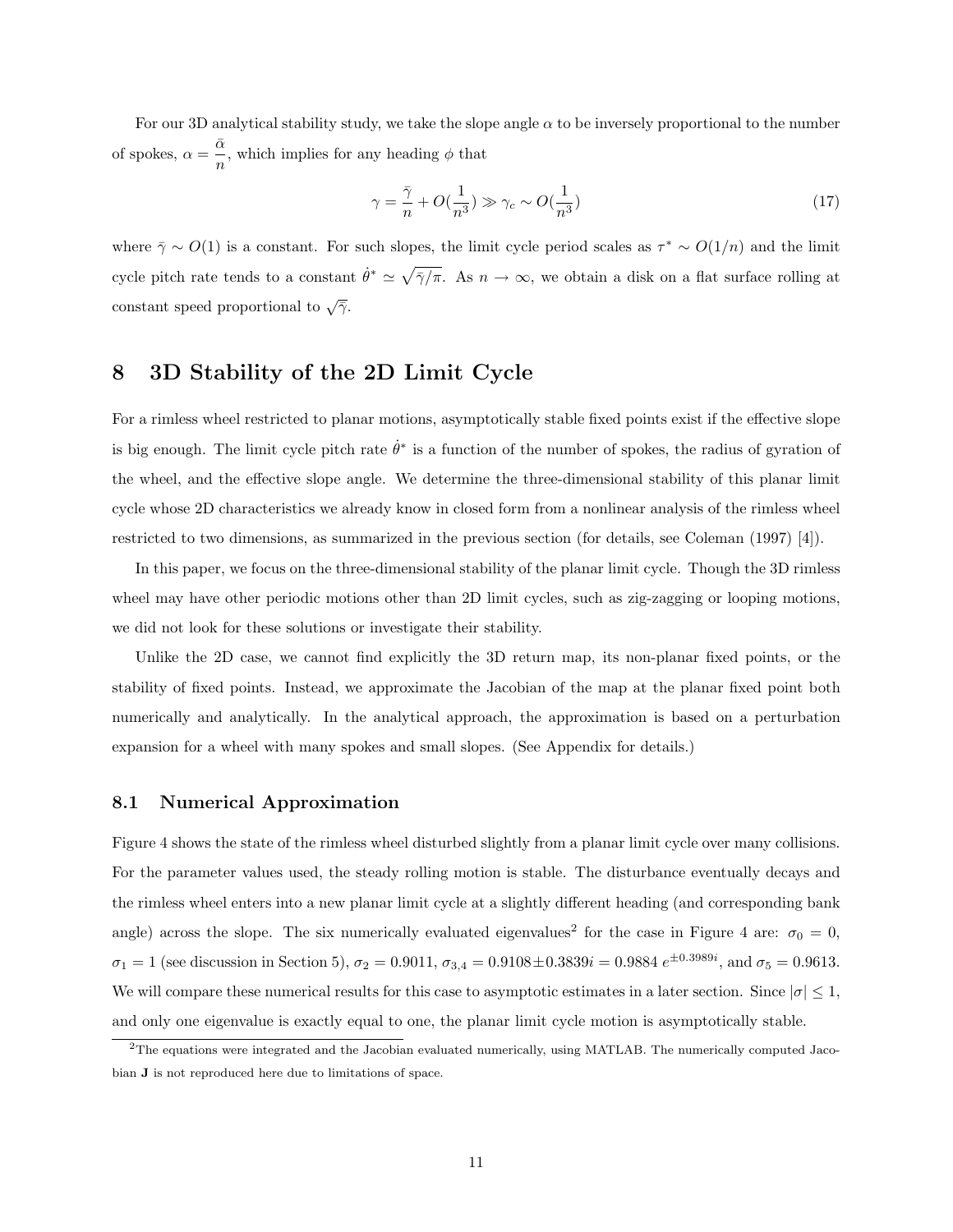For our 3D analytical stability study, we take the slope angle $\alpha$ to be inversely proportional to the number of spokes, $\alpha = \dfrac{\bar{\alpha}}{n}$, which implies for any heading $\phi$ that

$$\gamma = \frac{\bar{\gamma}}{n} + O(\frac{1}{n^3}) \gg \gamma_c \sim O(\frac{1}{n^3}) \tag{17}$$

where $\bar{\gamma} \sim O(1)$ is a constant. For such slopes, the limit cycle period scales as $\tau^* \sim O(1/n)$ and the limit cycle pitch rate tends to a constant $\dot{\theta}^* \simeq \sqrt{\bar{\gamma}/\pi}$. As $n \to \infty$, we obtain a disk on a flat surface rolling at constant speed proportional to $\sqrt{\bar{\gamma}}$.

# 8 3D Stability of the 2D Limit Cycle

For a rimless wheel restricted to planar motions, asymptotically stable fixed points exist if the effective slope is big enough. The limit cycle pitch rate $\dot{\theta}^*$ is a function of the number of spokes, the radius of gyration of the wheel, and the effective slope angle. We determine the three-dimensional stability of this planar limit cycle whose 2D characteristics we already know in closed form from a nonlinear analysis of the rimless wheel restricted to two dimensions, as summarized in the previous section (for details, see Coleman (1997) [4]).

In this paper, we focus on the three-dimensional stability of the planar limit cycle. Though the 3D rimless wheel may have other periodic motions other than 2D limit cycles, such as zig-zagging or looping motions, we did not look for these solutions or investigate their stability.

Unlike the 2D case, we cannot find explicitly the 3D return map, its non-planar fixed points, or the stability of fixed points. Instead, we approximate the Jacobian of the map at the planar fixed point both numerically and analytically. In the analytical approach, the approximation is based on a perturbation expansion for a wheel with many spokes and small slopes. (See Appendix for details.)

## 8.1 Numerical Approximation

Figure 4 shows the state of the rimless wheel disturbed slightly from a planar limit cycle over many collisions. For the parameter values used, the steady rolling motion is stable. The disturbance eventually decays and the rimless wheel enters into a new planar limit cycle at a slightly different heading (and corresponding bank angle) across the slope. The six numerically evaluated eigenvalues[2] for the case in Figure 4 are: $\sigma_0 = 0$, $\sigma_1 = 1$ (see discussion in Section 5), $\sigma_2 = 0.9011$, $\sigma_{3,4} = 0.9108 \pm 0.3839i = 0.9884\, e^{\pm 0.3989i}$, and $\sigma_5 = 0.9613$. We will compare these numerical results for this case to asymptotic estimates in a later section. Since $|\sigma| \leq 1$, and only one eigenvalue is exactly equal to one, the planar limit cycle motion is asymptotically stable.

[2] The equations were integrated and the Jacobian evaluated numerically, using MATLAB. The numerically computed Jacobian **J** is not reproduced here due to limitations of space.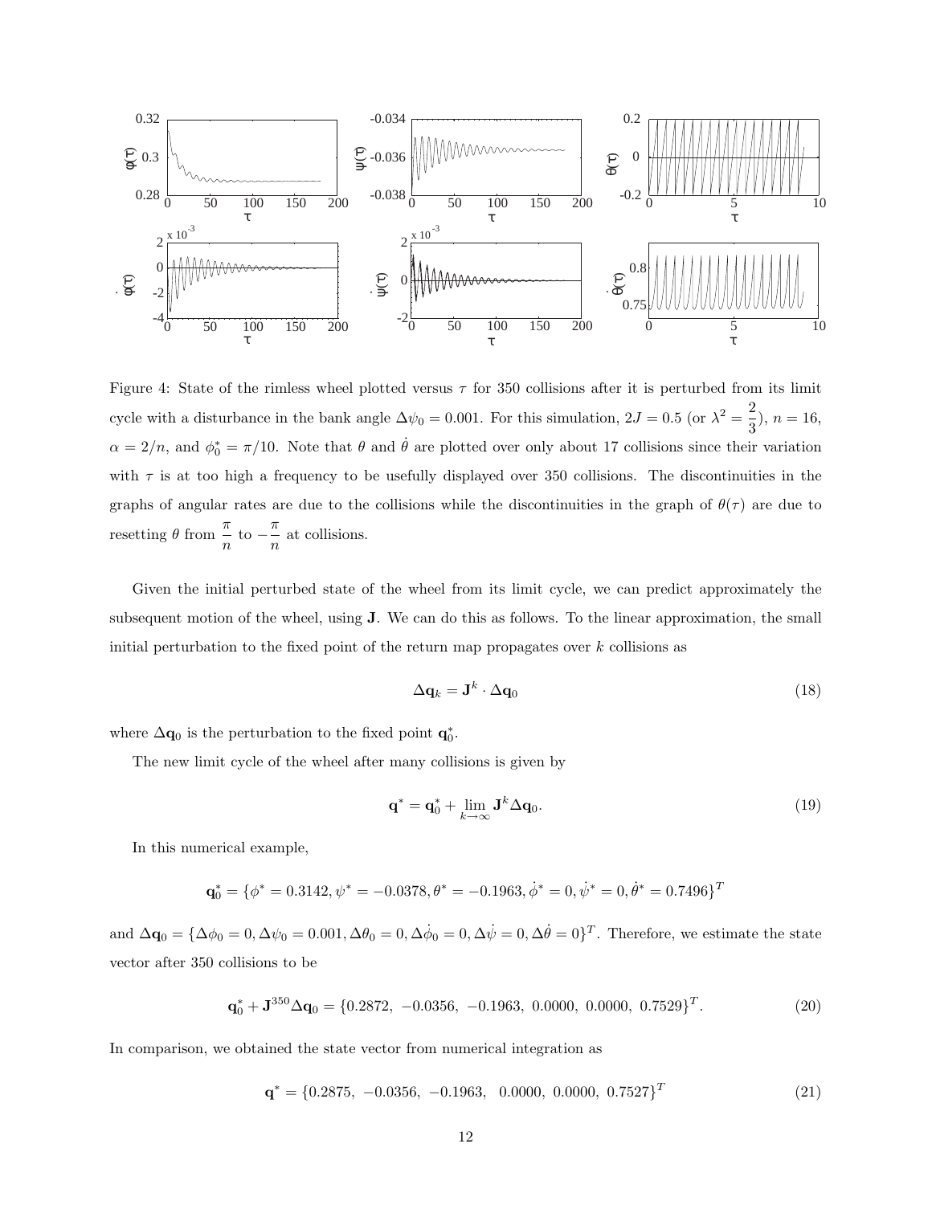Figure 4: State of the rimless wheel plotted versus $\tau$ for 350 collisions after it is perturbed from its limit cycle with a disturbance in the bank angle $\Delta\psi_0 = 0.001$. For this simulation, $2J = 0.5$ (or $\lambda^2 = \frac{2}{3}$), $n = 16$, $\alpha = 2/n$, and $\phi_0^* = \pi/10$. Note that $\theta$ and $\dot{\theta}$ are plotted over only about 17 collisions since their variation with $\tau$ is at too high a frequency to be usefully displayed over 350 collisions. The discontinuities in the graphs of angular rates are due to the collisions while the discontinuities in the graph of $\theta(\tau)$ are due to resetting $\theta$ from $\frac{\pi}{n}$ to $-\frac{\pi}{n}$ at collisions.

Given the initial perturbed state of the wheel from its limit cycle, we can predict approximately the subsequent motion of the wheel, using $\mathbf{J}$. We can do this as follows. To the linear approximation, the small initial perturbation to the fixed point of the return map propagates over $k$ collisions as

$$\Delta\mathbf{q}_k = \mathbf{J}^k \cdot \Delta\mathbf{q}_0 \tag{18}$$

where $\Delta\mathbf{q}_0$ is the perturbation to the fixed point $\mathbf{q}_0^*$.

The new limit cycle of the wheel after many collisions is given by

$$\mathbf{q}^* = \mathbf{q}_0^* + \lim_{k\to\infty} \mathbf{J}^k \Delta\mathbf{q}_0. \tag{19}$$

In this numerical example,

$$\mathbf{q}_0^* = \{\phi^* = 0.3142, \psi^* = -0.0378, \theta^* = -0.1963, \dot{\phi}^* = 0, \dot{\psi}^* = 0, \dot{\theta}^* = 0.7496\}^T$$

and $\Delta\mathbf{q}_0 = \{\Delta\phi_0 = 0, \Delta\psi_0 = 0.001, \Delta\theta_0 = 0, \Delta\dot{\phi}_0 = 0, \Delta\dot{\psi} = 0, \Delta\dot{\theta} = 0\}^T$. Therefore, we estimate the state vector after 350 collisions to be

$$\mathbf{q}_0^* + \mathbf{J}^{350}\Delta\mathbf{q}_0 = \{0.2872,\ -0.0356,\ -0.1963,\ 0.0000,\ 0.0000,\ 0.7529\}^T. \tag{20}$$

In comparison, we obtained the state vector from numerical integration as

$$\mathbf{q}^* = \{0.2875,\ -0.0356,\ -0.1963,\ \ 0.0000,\ 0.0000,\ 0.7527\}^T \tag{21}$$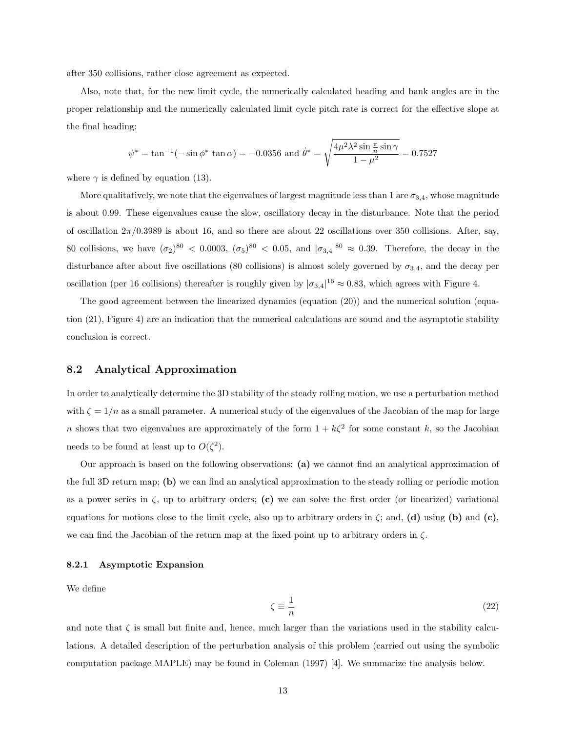after 350 collisions, rather close agreement as expected.

Also, note that, for the new limit cycle, the numerically calculated heading and bank angles are in the proper relationship and the numerically calculated limit cycle pitch rate is correct for the effective slope at the final heading:

$$\psi^* = \tan^{-1}(-\sin\phi^* \tan\alpha) = -0.0356 \text{ and } \dot{\theta}^* = \sqrt{\frac{4\mu^2\lambda^2 \sin\frac{\pi}{n}\sin\gamma}{1-\mu^2}} = 0.7527$$

where $\gamma$ is defined by equation (13).

More qualitatively, we note that the eigenvalues of largest magnitude less than 1 are $\sigma_{3,4}$, whose magnitude is about 0.99. These eigenvalues cause the slow, oscillatory decay in the disturbance. Note that the period of oscillation $2\pi/0.3989$ is about 16, and so there are about 22 oscillations over 350 collisions. After, say, 80 collisions, we have $(\sigma_2)^{80} < 0.0003$, $(\sigma_5)^{80} < 0.05$, and $|\sigma_{3,4}|^{80} \approx 0.39$. Therefore, the decay in the disturbance after about five oscillations (80 collisions) is almost solely governed by $\sigma_{3,4}$, and the decay per oscillation (per 16 collisions) thereafter is roughly given by $|\sigma_{3,4}|^{16} \approx 0.83$, which agrees with Figure 4.

The good agreement between the linearized dynamics (equation (20)) and the numerical solution (equation (21), Figure 4) are an indication that the numerical calculations are sound and the asymptotic stability conclusion is correct.

## 8.2 Analytical Approximation

In order to analytically determine the 3D stability of the steady rolling motion, we use a perturbation method with $\zeta = 1/n$ as a small parameter. A numerical study of the eigenvalues of the Jacobian of the map for large $n$ shows that two eigenvalues are approximately of the form $1 + k\zeta^2$ for some constant $k$, so the Jacobian needs to be found at least up to $O(\zeta^2)$.

Our approach is based on the following observations: **(a)** we cannot find an analytical approximation of the full 3D return map; **(b)** we can find an analytical approximation to the steady rolling or periodic motion as a power series in $\zeta$, up to arbitrary orders; **(c)** we can solve the first order (or linearized) variational equations for motions close to the limit cycle, also up to arbitrary orders in $\zeta$; and, **(d)** using **(b)** and **(c)**, we can find the Jacobian of the return map at the fixed point up to arbitrary orders in $\zeta$.

### 8.2.1 Asymptotic Expansion

We define

$$\zeta \equiv \frac{1}{n} \tag{22}$$

and note that $\zeta$ is small but finite and, hence, much larger than the variations used in the stability calculations. A detailed description of the perturbation analysis of this problem (carried out using the symbolic computation package MAPLE) may be found in Coleman (1997) [4]. We summarize the analysis below.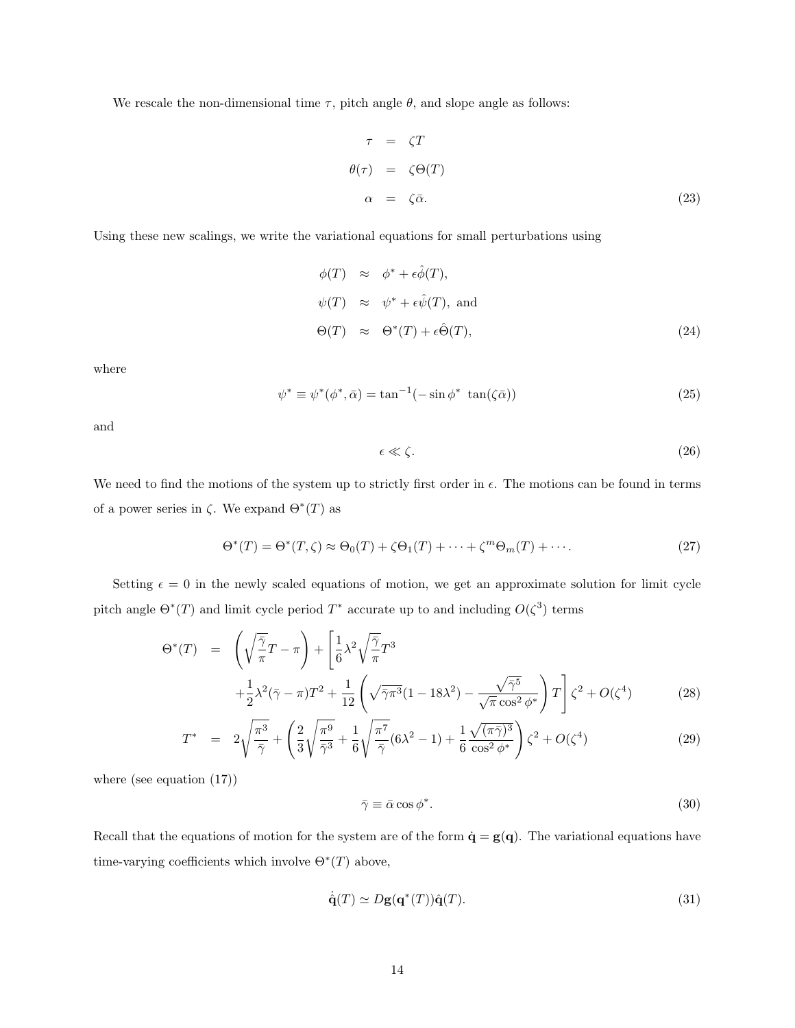We rescale the non-dimensional time $\tau$, pitch angle $\theta$, and slope angle as follows:

$$
\begin{aligned}
\tau &= \zeta T \\
\theta(\tau) &= \zeta \Theta(T) \\
\alpha &= \zeta \bar{\alpha}.
\end{aligned} \tag{23}
$$

Using these new scalings, we write the variational equations for small perturbations using

$$
\begin{aligned}
\phi(T) &\approx \phi^* + \epsilon \hat{\phi}(T), \\
\psi(T) &\approx \psi^* + \epsilon \hat{\psi}(T), \text{ and} \\
\Theta(T) &\approx \Theta^*(T) + \epsilon \hat{\Theta}(T),
\end{aligned} \tag{24}
$$

where

$$
\psi^* \equiv \psi^*(\phi^*, \bar{\alpha}) = \tan^{-1}(-\sin\phi^* \ \tan(\zeta\bar{\alpha})) \tag{25}
$$

and

$$
\epsilon \ll \zeta. \tag{26}
$$

We need to find the motions of the system up to strictly first order in $\epsilon$. The motions can be found in terms of a power series in $\zeta$. We expand $\Theta^*(T)$ as

$$
\Theta^*(T) = \Theta^*(T, \zeta) \approx \Theta_0(T) + \zeta\Theta_1(T) + \cdots + \zeta^m \Theta_m(T) + \cdots. \tag{27}
$$

Setting $\epsilon = 0$ in the newly scaled equations of motion, we get an approximate solution for limit cycle pitch angle $\Theta^*(T)$ and limit cycle period $T^*$ accurate up to and including $O(\zeta^3)$ terms

$$
\begin{aligned}
\Theta^*(T) &= \left(\sqrt{\frac{\bar{\gamma}}{\pi}} T - \pi\right) + \left[\frac{1}{6}\lambda^2\sqrt{\frac{\bar{\gamma}}{\pi}} T^3 \right. \\
&\quad \left. + \frac{1}{2}\lambda^2(\bar{\gamma} - \pi)T^2 + \frac{1}{12}\left(\sqrt{\bar{\gamma}\pi^3}(1 - 18\lambda^2) - \frac{\sqrt{\bar{\gamma}^5}}{\sqrt{\pi}\cos^2\phi^*}\right) T\right]\zeta^2 + O(\zeta^4)
\end{aligned} \tag{28}
$$

$$
T^* = 2\sqrt{\frac{\pi^3}{\bar{\gamma}}} + \left(\frac{2}{3}\sqrt{\frac{\pi^9}{\bar{\gamma}^3}} + \frac{1}{6}\sqrt{\frac{\pi^7}{\bar{\gamma}}}(6\lambda^2 - 1) + \frac{1}{6}\frac{\sqrt{(\pi\bar{\gamma})^3}}{\cos^2\phi^*}\right)\zeta^2 + O(\zeta^4) \tag{29}
$$

where (see equation (17))

$$
\bar{\gamma} \equiv \bar{\alpha}\cos\phi^*. \tag{30}
$$

Recall that the equations of motion for the system are of the form $\dot{\mathbf{q}} = \mathbf{g}(\mathbf{q})$. The variational equations have time-varying coefficients which involve $\Theta^*(T)$ above,

$$
\dot{\hat{\mathbf{q}}}(T) \simeq D\mathbf{g}(\mathbf{q}^*(T))\hat{\mathbf{q}}(T). \tag{31}
$$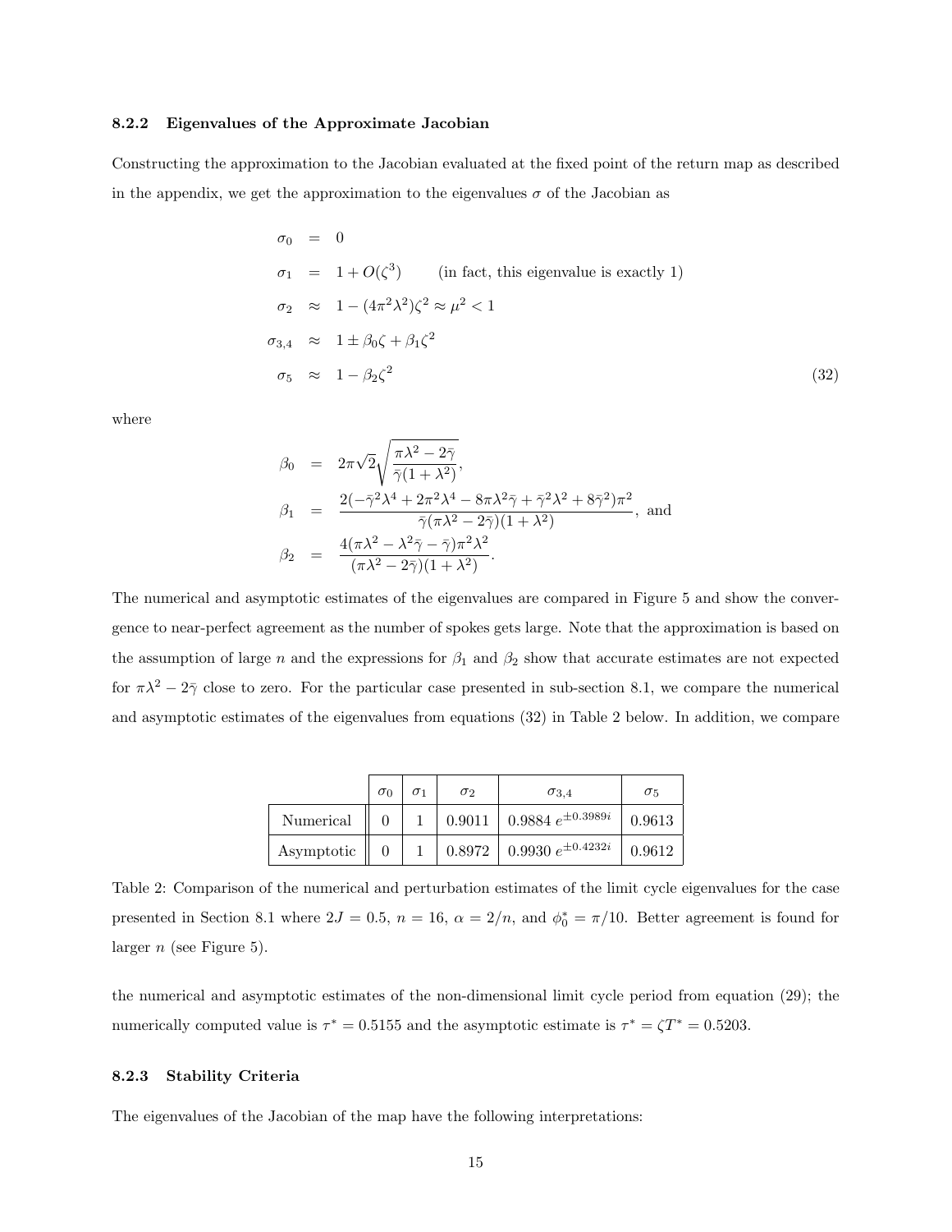### 8.2.2 Eigenvalues of the Approximate Jacobian

Constructing the approximation to the Jacobian evaluated at the fixed point of the return map as described in the appendix, we get the approximation to the eigenvalues $\sigma$ of the Jacobian as

$$
\begin{aligned}
\sigma_0 &= 0 \\
\sigma_1 &= 1 + O(\zeta^3) \qquad \text{(in fact, this eigenvalue is exactly 1)} \\
\sigma_2 &\approx 1 - (4\pi^2\lambda^2)\zeta^2 \approx \mu^2 < 1 \\
\sigma_{3,4} &\approx 1 \pm \beta_0\zeta + \beta_1\zeta^2 \\
\sigma_5 &\approx 1 - \beta_2\zeta^2
\end{aligned}
\tag{32}
$$

where

$$
\begin{aligned}
\beta_0 &= 2\pi\sqrt{2}\sqrt{\frac{\pi\lambda^2 - 2\bar{\gamma}}{\bar{\gamma}(1+\lambda^2)}}, \\
\beta_1 &= \frac{2(-\bar{\gamma}^2\lambda^4 + 2\pi^2\lambda^4 - 8\pi\lambda^2\bar{\gamma} + \bar{\gamma}^2\lambda^2 + 8\bar{\gamma}^2)\pi^2}{\bar{\gamma}(\pi\lambda^2 - 2\bar{\gamma})(1+\lambda^2)}, \text{ and} \\
\beta_2 &= \frac{4(\pi\lambda^2 - \lambda^2\bar{\gamma} - \bar{\gamma})\pi^2\lambda^2}{(\pi\lambda^2 - 2\bar{\gamma})(1+\lambda^2)}.
\end{aligned}
$$

The numerical and asymptotic estimates of the eigenvalues are compared in Figure 5 and show the convergence to near-perfect agreement as the number of spokes gets large. Note that the approximation is based on the assumption of large $n$ and the expressions for $\beta_1$ and $\beta_2$ show that accurate estimates are not expected for $\pi\lambda^2 - 2\bar{\gamma}$ close to zero. For the particular case presented in sub-section 8.1, we compare the numerical and asymptotic estimates of the eigenvalues from equations (32) in Table 2 below. In addition, we compare the numerical and asymptotic estimates of the non-dimensional limit cycle period from equation (29); the numerically computed value is $\tau^* = 0.5155$ and the asymptotic estimate is $\tau^* = \zeta T^* = 0.5203$.

| | $\sigma_0$ | $\sigma_1$ | $\sigma_2$ | $\sigma_{3,4}$ | $\sigma_5$ |
|---|---|---|---|---|---|
| Numerical | 0 | 1 | 0.9011 | $0.9884\, e^{\pm 0.3989i}$ | 0.9613 |
| Asymptotic | 0 | 1 | 0.8972 | $0.9930\, e^{\pm 0.4232i}$ | 0.9612 |

Table 2: Comparison of the numerical and perturbation estimates of the limit cycle eigenvalues for the case presented in Section 8.1 where $2J = 0.5$, $n = 16$, $\alpha = 2/n$, and $\phi_0^* = \pi/10$. Better agreement is found for larger $n$ (see Figure 5).

### 8.2.3 Stability Criteria

The eigenvalues of the Jacobian of the map have the following interpretations: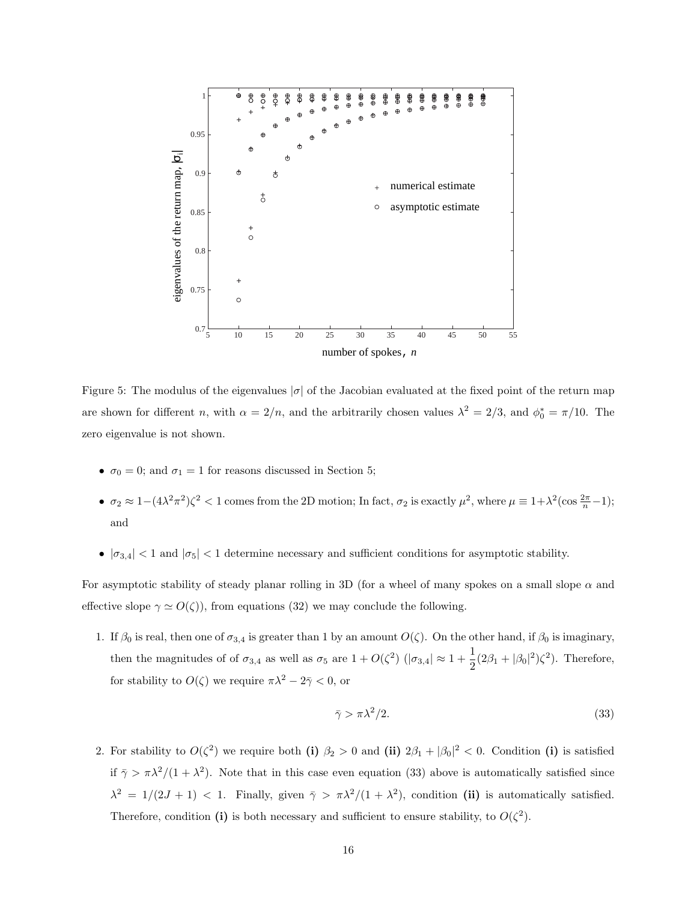Figure 5: The modulus of the eigenvalues $|\sigma|$ of the Jacobian evaluated at the fixed point of the return map are shown for different $n$, with $\alpha = 2/n$, and the arbitrarily chosen values $\lambda^2 = 2/3$, and $\phi_0^* = \pi/10$. The zero eigenvalue is not shown.

- $\sigma_0 = 0$; and $\sigma_1 = 1$ for reasons discussed in Section 5;
- $\sigma_2 \approx 1-(4\lambda^2\pi^2)\zeta^2 < 1$ comes from the 2D motion; In fact, $\sigma_2$ is exactly $\mu^2$, where $\mu \equiv 1+\lambda^2(\cos\frac{2\pi}{n}-1)$; and
- $|\sigma_{3,4}| < 1$ and $|\sigma_5| < 1$ determine necessary and sufficient conditions for asymptotic stability.

For asymptotic stability of steady planar rolling in 3D (for a wheel of many spokes on a small slope $\alpha$ and effective slope $\gamma \simeq O(\zeta)$), from equations (32) we may conclude the following.

1. If $\beta_0$ is real, then one of $\sigma_{3,4}$ is greater than 1 by an amount $O(\zeta)$. On the other hand, if $\beta_0$ is imaginary, then the magnitudes of of $\sigma_{3,4}$ as well as $\sigma_5$ are $1 + O(\zeta^2)$ ($|\sigma_{3,4}| \approx 1 + \dfrac{1}{2}(2\beta_1 + |\beta_0|^2)\zeta^2$). Therefore, for stability to $O(\zeta)$ we require $\pi\lambda^2 - 2\bar{\gamma} < 0$, or

$$\bar{\gamma} > \pi\lambda^2/2. \tag{33}$$

2. For stability to $O(\zeta^2)$ we require both **(i)** $\beta_2 > 0$ and **(ii)** $2\beta_1 + |\beta_0|^2 < 0$. Condition **(i)** is satisfied if $\bar{\gamma} > \pi\lambda^2/(1+\lambda^2)$. Note that in this case even equation (33) above is automatically satisfied since $\lambda^2 = 1/(2J+1) < 1$. Finally, given $\bar{\gamma} > \pi\lambda^2/(1+\lambda^2)$, condition **(ii)** is automatically satisfied. Therefore, condition **(i)** is both necessary and sufficient to ensure stability, to $O(\zeta^2)$.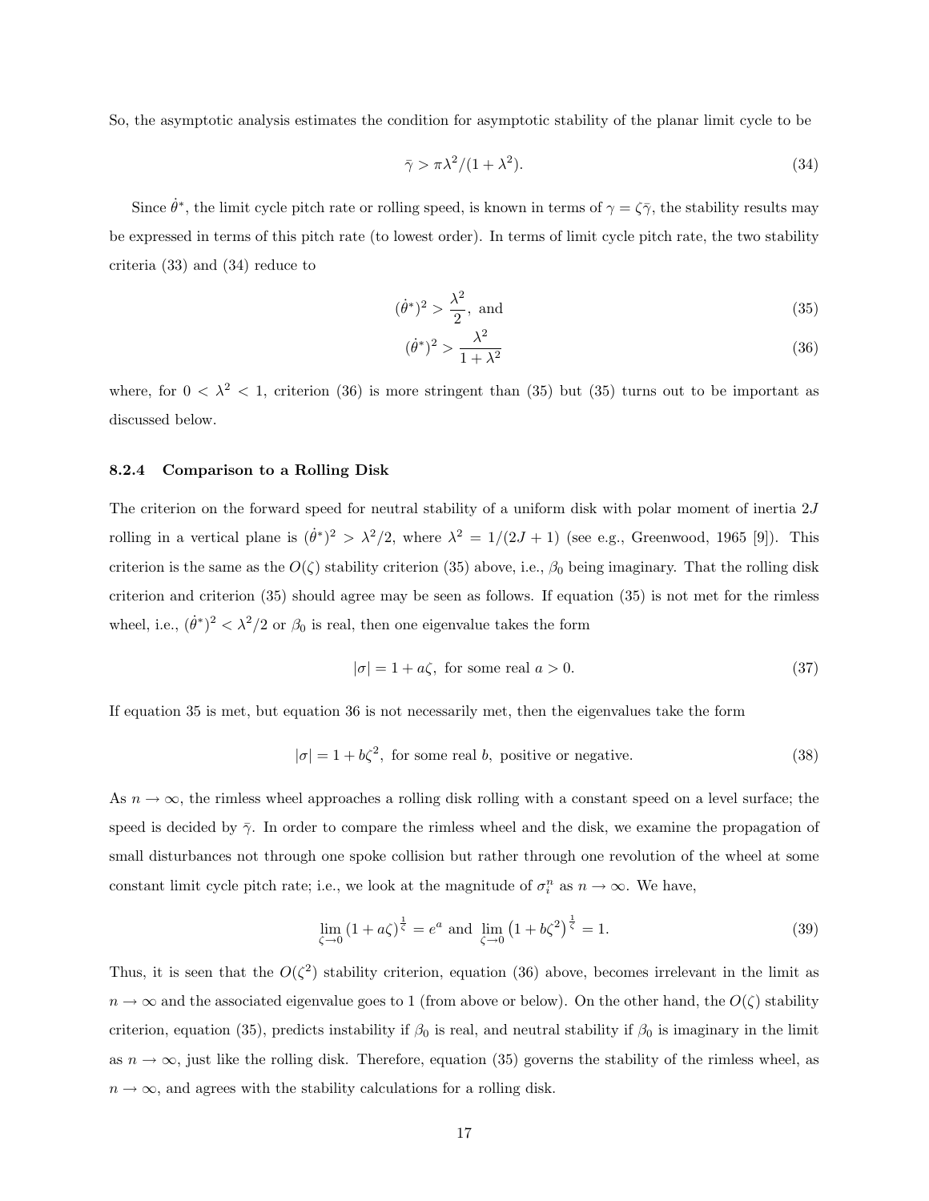So, the asymptotic analysis estimates the condition for asymptotic stability of the planar limit cycle to be

$$\bar{\gamma} > \pi\lambda^2/(1+\lambda^2). \tag{34}$$

Since $\dot{\theta}^*$, the limit cycle pitch rate or rolling speed, is known in terms of $\gamma = \zeta\bar{\gamma}$, the stability results may be expressed in terms of this pitch rate (to lowest order). In terms of limit cycle pitch rate, the two stability criteria (33) and (34) reduce to

$$(\dot{\theta}^*)^2 > \frac{\lambda^2}{2}, \text{ and} \tag{35}$$

$$(\dot{\theta}^*)^2 > \frac{\lambda^2}{1+\lambda^2} \tag{36}$$

where, for $0 < \lambda^2 < 1$, criterion (36) is more stringent than (35) but (35) turns out to be important as discussed below.

#### 8.2.4 Comparison to a Rolling Disk

The criterion on the forward speed for neutral stability of a uniform disk with polar moment of inertia $2J$ rolling in a vertical plane is $(\dot{\theta}^*)^2 > \lambda^2/2$, where $\lambda^2 = 1/(2J+1)$ (see e.g., Greenwood, 1965 [9]). This criterion is the same as the $O(\zeta)$ stability criterion (35) above, i.e., $\beta_0$ being imaginary. That the rolling disk criterion and criterion (35) should agree may be seen as follows. If equation (35) is not met for the rimless wheel, i.e., $(\dot{\theta}^*)^2 < \lambda^2/2$ or $\beta_0$ is real, then one eigenvalue takes the form

$$|\sigma| = 1 + a\zeta, \text{ for some real } a > 0. \tag{37}$$

If equation 35 is met, but equation 36 is not necessarily met, then the eigenvalues take the form

$$|\sigma| = 1 + b\zeta^2, \text{ for some real } b, \text{ positive or negative.} \tag{38}$$

As $n \to \infty$, the rimless wheel approaches a rolling disk rolling with a constant speed on a level surface; the speed is decided by $\bar{\gamma}$. In order to compare the rimless wheel and the disk, we examine the propagation of small disturbances not through one spoke collision but rather through one revolution of the wheel at some constant limit cycle pitch rate; i.e., we look at the magnitude of $\sigma_i^n$ as $n \to \infty$. We have,

$$\lim_{\zeta \to 0} (1 + a\zeta)^{\frac{1}{\zeta}} = e^a \text{ and } \lim_{\zeta \to 0} \left(1 + b\zeta^2\right)^{\frac{1}{\zeta}} = 1. \tag{39}$$

Thus, it is seen that the $O(\zeta^2)$ stability criterion, equation (36) above, becomes irrelevant in the limit as $n \to \infty$ and the associated eigenvalue goes to 1 (from above or below). On the other hand, the $O(\zeta)$ stability criterion, equation (35), predicts instability if $\beta_0$ is real, and neutral stability if $\beta_0$ is imaginary in the limit as $n \to \infty$, just like the rolling disk. Therefore, equation (35) governs the stability of the rimless wheel, as $n \to \infty$, and agrees with the stability calculations for a rolling disk.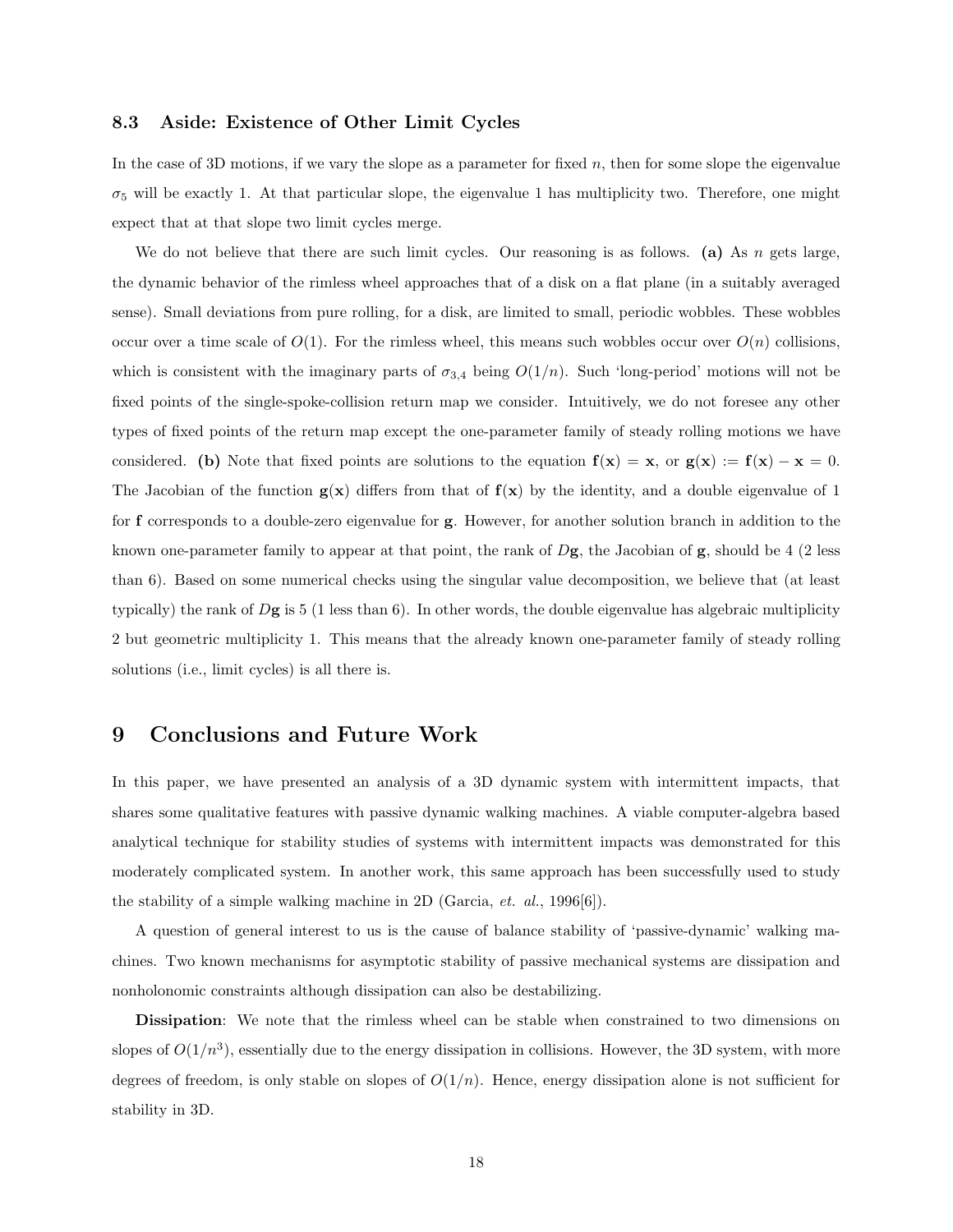### 8.3 Aside: Existence of Other Limit Cycles

In the case of 3D motions, if we vary the slope as a parameter for fixed $n$, then for some slope the eigenvalue $\sigma_5$ will be exactly 1. At that particular slope, the eigenvalue 1 has multiplicity two. Therefore, one might expect that at that slope two limit cycles merge.

We do not believe that there are such limit cycles. Our reasoning is as follows. **(a)** As $n$ gets large, the dynamic behavior of the rimless wheel approaches that of a disk on a flat plane (in a suitably averaged sense). Small deviations from pure rolling, for a disk, are limited to small, periodic wobbles. These wobbles occur over a time scale of $O(1)$. For the rimless wheel, this means such wobbles occur over $O(n)$ collisions, which is consistent with the imaginary parts of $\sigma_{3,4}$ being $O(1/n)$. Such 'long-period' motions will not be fixed points of the single-spoke-collision return map we consider. Intuitively, we do not foresee any other types of fixed points of the return map except the one-parameter family of steady rolling motions we have considered. **(b)** Note that fixed points are solutions to the equation $\mathbf{f}(\mathbf{x}) = \mathbf{x}$, or $\mathbf{g}(\mathbf{x}) := \mathbf{f}(\mathbf{x}) - \mathbf{x} = 0$. The Jacobian of the function $\mathbf{g}(\mathbf{x})$ differs from that of $\mathbf{f}(\mathbf{x})$ by the identity, and a double eigenvalue of 1 for $\mathbf{f}$ corresponds to a double-zero eigenvalue for $\mathbf{g}$. However, for another solution branch in addition to the known one-parameter family to appear at that point, the rank of $D\mathbf{g}$, the Jacobian of $\mathbf{g}$, should be 4 (2 less than 6). Based on some numerical checks using the singular value decomposition, we believe that (at least typically) the rank of $D\mathbf{g}$ is 5 (1 less than 6). In other words, the double eigenvalue has algebraic multiplicity 2 but geometric multiplicity 1. This means that the already known one-parameter family of steady rolling solutions (i.e., limit cycles) is all there is.

# 9 Conclusions and Future Work

In this paper, we have presented an analysis of a 3D dynamic system with intermittent impacts, that shares some qualitative features with passive dynamic walking machines. A viable computer-algebra based analytical technique for stability studies of systems with intermittent impacts was demonstrated for this moderately complicated system. In another work, this same approach has been successfully used to study the stability of a simple walking machine in 2D (Garcia, *et. al.*, 1996[6]).

A question of general interest to us is the cause of balance stability of 'passive-dynamic' walking machines. Two known mechanisms for asymptotic stability of passive mechanical systems are dissipation and nonholonomic constraints although dissipation can also be destabilizing.

**Dissipation**: We note that the rimless wheel can be stable when constrained to two dimensions on slopes of $O(1/n^3)$, essentially due to the energy dissipation in collisions. However, the 3D system, with more degrees of freedom, is only stable on slopes of $O(1/n)$. Hence, energy dissipation alone is not sufficient for stability in 3D.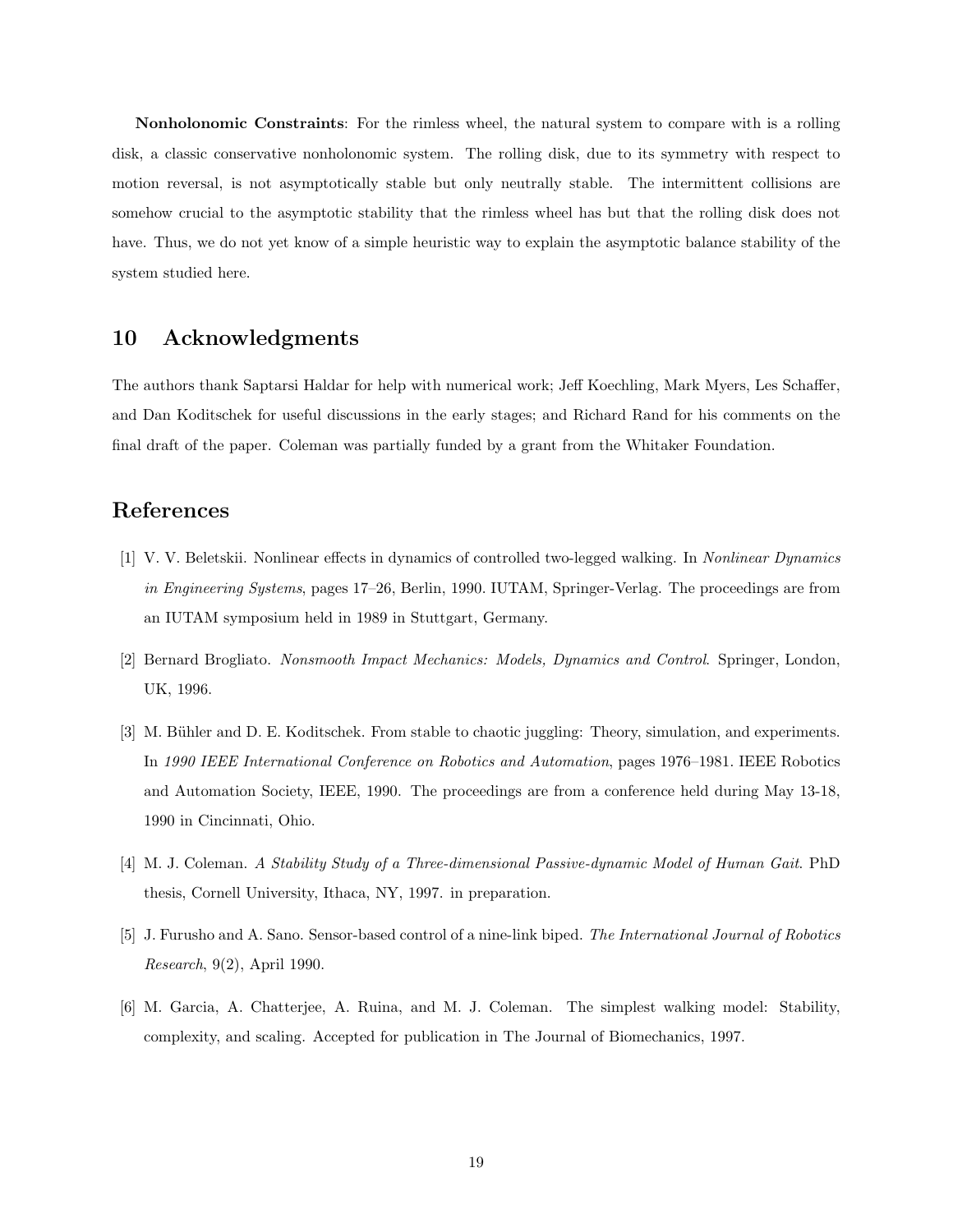**Nonholonomic Constraints**: For the rimless wheel, the natural system to compare with is a rolling disk, a classic conservative nonholonomic system. The rolling disk, due to its symmetry with respect to motion reversal, is not asymptotically stable but only neutrally stable. The intermittent collisions are somehow crucial to the asymptotic stability that the rimless wheel has but that the rolling disk does not have. Thus, we do not yet know of a simple heuristic way to explain the asymptotic balance stability of the system studied here.

## 10 Acknowledgments

The authors thank Saptarsi Haldar for help with numerical work; Jeff Koechling, Mark Myers, Les Schaffer, and Dan Koditschek for useful discussions in the early stages; and Richard Rand for his comments on the final draft of the paper. Coleman was partially funded by a grant from the Whitaker Foundation.

## References

[1] V. V. Beletskii. Nonlinear effects in dynamics of controlled two-legged walking. In *Nonlinear Dynamics in Engineering Systems*, pages 17–26, Berlin, 1990. IUTAM, Springer-Verlag. The proceedings are from an IUTAM symposium held in 1989 in Stuttgart, Germany.

[2] Bernard Brogliato. *Nonsmooth Impact Mechanics: Models, Dynamics and Control*. Springer, London, UK, 1996.

[3] M. Bühler and D. E. Koditschek. From stable to chaotic juggling: Theory, simulation, and experiments. In *1990 IEEE International Conference on Robotics and Automation*, pages 1976–1981. IEEE Robotics and Automation Society, IEEE, 1990. The proceedings are from a conference held during May 13-18, 1990 in Cincinnati, Ohio.

[4] M. J. Coleman. *A Stability Study of a Three-dimensional Passive-dynamic Model of Human Gait*. PhD thesis, Cornell University, Ithaca, NY, 1997. in preparation.

[5] J. Furusho and A. Sano. Sensor-based control of a nine-link biped. *The International Journal of Robotics Research*, 9(2), April 1990.

[6] M. Garcia, A. Chatterjee, A. Ruina, and M. J. Coleman. The simplest walking model: Stability, complexity, and scaling. Accepted for publication in The Journal of Biomechanics, 1997.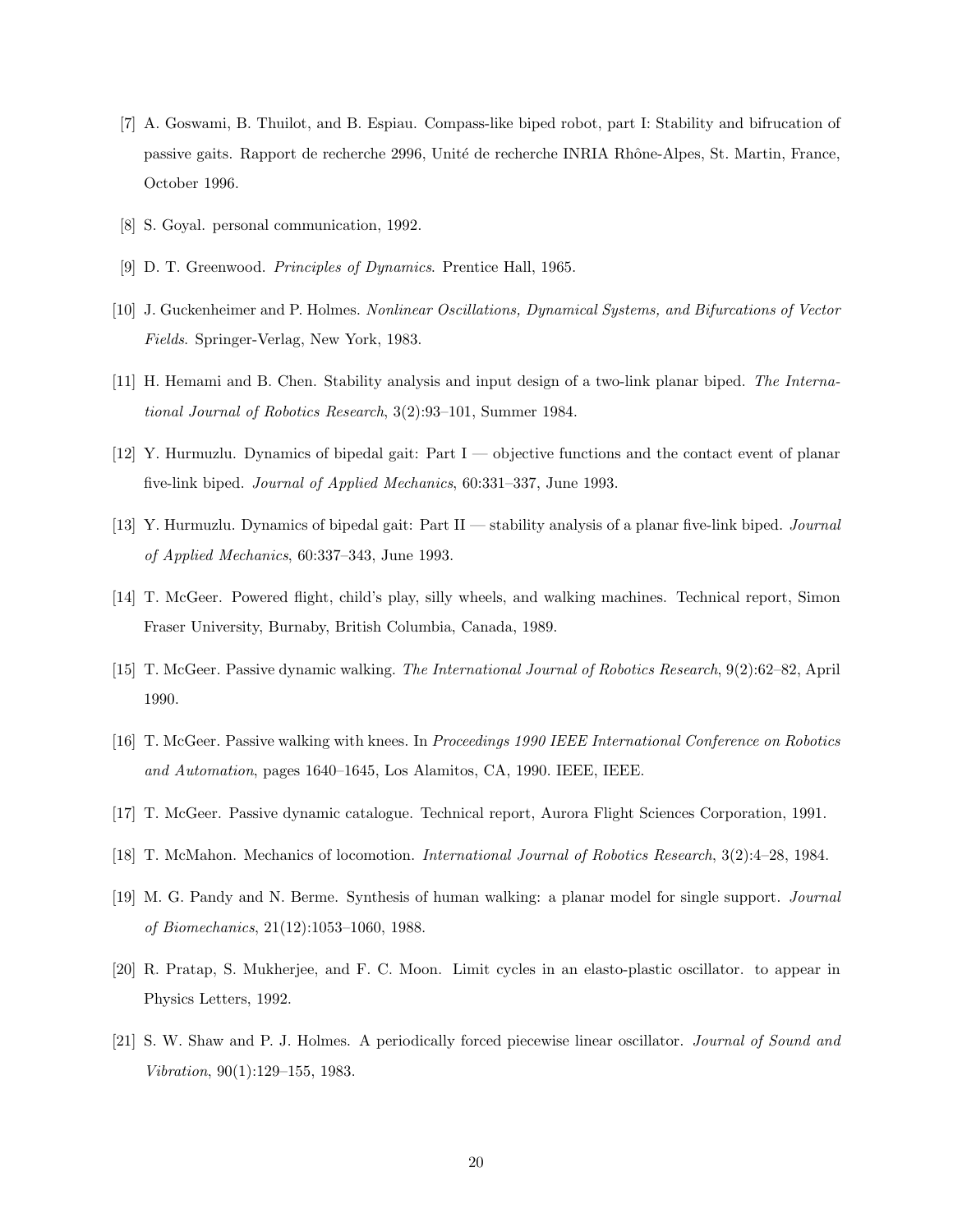[7] A. Goswami, B. Thuilot, and B. Espiau. Compass-like biped robot, part I: Stability and bifrucation of passive gaits. Rapport de recherche 2996, Unité de recherche INRIA Rhône-Alpes, St. Martin, France, October 1996.

[8] S. Goyal. personal communication, 1992.

[9] D. T. Greenwood. *Principles of Dynamics*. Prentice Hall, 1965.

[10] J. Guckenheimer and P. Holmes. *Nonlinear Oscillations, Dynamical Systems, and Bifurcations of Vector Fields*. Springer-Verlag, New York, 1983.

[11] H. Hemami and B. Chen. Stability analysis and input design of a two-link planar biped. *The International Journal of Robotics Research*, 3(2):93–101, Summer 1984.

[12] Y. Hurmuzlu. Dynamics of bipedal gait: Part I — objective functions and the contact event of planar five-link biped. *Journal of Applied Mechanics*, 60:331–337, June 1993.

[13] Y. Hurmuzlu. Dynamics of bipedal gait: Part II — stability analysis of a planar five-link biped. *Journal of Applied Mechanics*, 60:337–343, June 1993.

[14] T. McGeer. Powered flight, child's play, silly wheels, and walking machines. Technical report, Simon Fraser University, Burnaby, British Columbia, Canada, 1989.

[15] T. McGeer. Passive dynamic walking. *The International Journal of Robotics Research*, 9(2):62–82, April 1990.

[16] T. McGeer. Passive walking with knees. In *Proceedings 1990 IEEE International Conference on Robotics and Automation*, pages 1640–1645, Los Alamitos, CA, 1990. IEEE, IEEE.

[17] T. McGeer. Passive dynamic catalogue. Technical report, Aurora Flight Sciences Corporation, 1991.

[18] T. McMahon. Mechanics of locomotion. *International Journal of Robotics Research*, 3(2):4–28, 1984.

[19] M. G. Pandy and N. Berme. Synthesis of human walking: a planar model for single support. *Journal of Biomechanics*, 21(12):1053–1060, 1988.

[20] R. Pratap, S. Mukherjee, and F. C. Moon. Limit cycles in an elasto-plastic oscillator. to appear in Physics Letters, 1992.

[21] S. W. Shaw and P. J. Holmes. A periodically forced piecewise linear oscillator. *Journal of Sound and Vibration*, 90(1):129–155, 1983.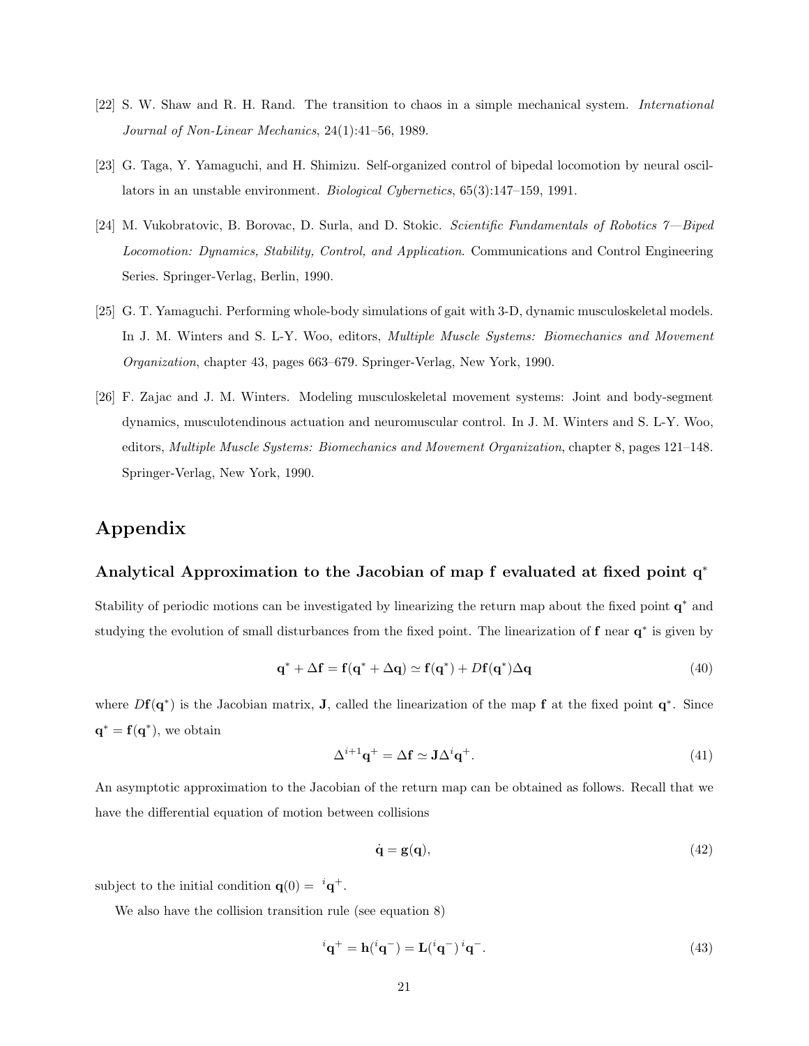[22] S. W. Shaw and R. H. Rand. The transition to chaos in a simple mechanical system. *International Journal of Non-Linear Mechanics*, 24(1):41–56, 1989.

[23] G. Taga, Y. Yamaguchi, and H. Shimizu. Self-organized control of bipedal locomotion by neural oscillators in an unstable environment. *Biological Cybernetics*, 65(3):147–159, 1991.

[24] M. Vukobratovic, B. Borovac, D. Surla, and D. Stokic. *Scientific Fundamentals of Robotics 7—Biped Locomotion: Dynamics, Stability, Control, and Application*. Communications and Control Engineering Series. Springer-Verlag, Berlin, 1990.

[25] G. T. Yamaguchi. Performing whole-body simulations of gait with 3-D, dynamic musculoskeletal models. In J. M. Winters and S. L-Y. Woo, editors, *Multiple Muscle Systems: Biomechanics and Movement Organization*, chapter 43, pages 663–679. Springer-Verlag, New York, 1990.

[26] F. Zajac and J. M. Winters. Modeling musculoskeletal movement systems: Joint and body-segment dynamics, musculotendinous actuation and neuromuscular control. In J. M. Winters and S. L-Y. Woo, editors, *Multiple Muscle Systems: Biomechanics and Movement Organization*, chapter 8, pages 121–148. Springer-Verlag, New York, 1990.

# Appendix

### Analytical Approximation to the Jacobian of map f evaluated at fixed point $\mathbf{q}^*$

Stability of periodic motions can be investigated by linearizing the return map about the fixed point $\mathbf{q}^*$ and studying the evolution of small disturbances from the fixed point. The linearization of $\mathbf{f}$ near $\mathbf{q}^*$ is given by

$$\mathbf{q}^* + \Delta\mathbf{f} = \mathbf{f}(\mathbf{q}^* + \Delta\mathbf{q}) \simeq \mathbf{f}(\mathbf{q}^*) + D\mathbf{f}(\mathbf{q}^*)\Delta\mathbf{q} \tag{40}$$

where $D\mathbf{f}(\mathbf{q}^*)$ is the Jacobian matrix, $\mathbf{J}$, called the linearization of the map $\mathbf{f}$ at the fixed point $\mathbf{q}^*$. Since $\mathbf{q}^* = \mathbf{f}(\mathbf{q}^*)$, we obtain

$$\Delta^{i+1}\mathbf{q}^+ = \Delta\mathbf{f} \simeq \mathbf{J}\Delta^i\mathbf{q}^+. \tag{41}$$

An asymptotic approximation to the Jacobian of the return map can be obtained as follows. Recall that we have the differential equation of motion between collisions

$$\dot{\mathbf{q}} = \mathbf{g}(\mathbf{q}), \tag{42}$$

subject to the initial condition $\mathbf{q}(0) = {}^i\mathbf{q}^+$.

We also have the collision transition rule (see equation 8)

$${}^i\mathbf{q}^+ = \mathbf{h}({}^i\mathbf{q}^-) = \mathbf{L}({}^i\mathbf{q}^-)\,{}^i\mathbf{q}^-. \tag{43}$$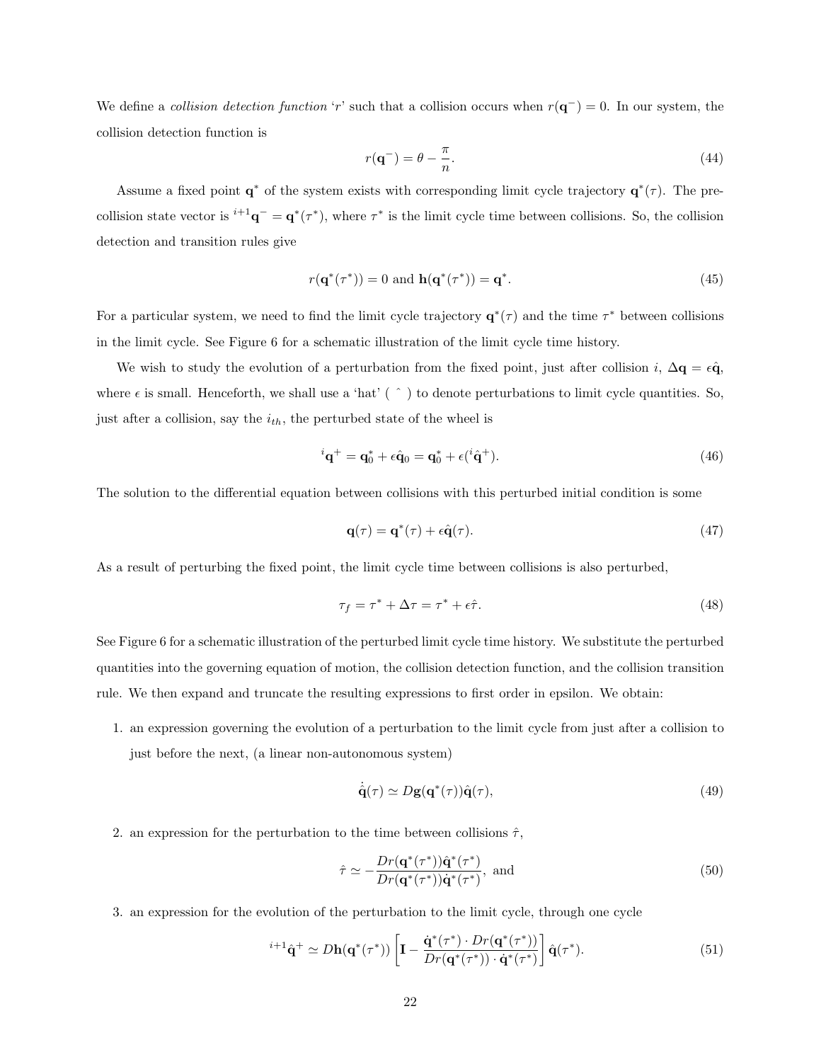We define a *collision detection function* '$r$' such that a collision occurs when $r(\mathbf{q}^-) = 0$. In our system, the collision detection function is

$$r(\mathbf{q}^-) = \theta - \frac{\pi}{n}. \tag{44}$$

Assume a fixed point $\mathbf{q}^*$ of the system exists with corresponding limit cycle trajectory $\mathbf{q}^*(\tau)$. The pre-collision state vector is ${}^{i+1}\mathbf{q}^- = \mathbf{q}^*(\tau^*)$, where $\tau^*$ is the limit cycle time between collisions. So, the collision detection and transition rules give

$$r(\mathbf{q}^*(\tau^*)) = 0 \text{ and } \mathbf{h}(\mathbf{q}^*(\tau^*)) = \mathbf{q}^*. \tag{45}$$

For a particular system, we need to find the limit cycle trajectory $\mathbf{q}^*(\tau)$ and the time $\tau^*$ between collisions in the limit cycle. See Figure 6 for a schematic illustration of the limit cycle time history.

We wish to study the evolution of a perturbation from the fixed point, just after collision $i$, $\mathbf{\Delta q} = \epsilon\hat{\mathbf{q}}$, where $\epsilon$ is small. Henceforth, we shall use a 'hat' ( $\hat{}$ ) to denote perturbations to limit cycle quantities. So, just after a collision, say the $i_{th}$, the perturbed state of the wheel is

$${}^{i}\mathbf{q}^+ = \mathbf{q}_0^* + \epsilon\hat{\mathbf{q}}_0 = \mathbf{q}_0^* + \epsilon({}^{i}\hat{\mathbf{q}}^+). \tag{46}$$

The solution to the differential equation between collisions with this perturbed initial condition is some

$$\mathbf{q}(\tau) = \mathbf{q}^*(\tau) + \epsilon\hat{\mathbf{q}}(\tau). \tag{47}$$

As a result of perturbing the fixed point, the limit cycle time between collisions is also perturbed,

$$\tau_f = \tau^* + \Delta\tau = \tau^* + \epsilon\hat{\tau}. \tag{48}$$

See Figure 6 for a schematic illustration of the perturbed limit cycle time history. We substitute the perturbed quantities into the governing equation of motion, the collision detection function, and the collision transition rule. We then expand and truncate the resulting expressions to first order in epsilon. We obtain:

1. an expression governing the evolution of a perturbation to the limit cycle from just after a collision to just before the next, (a linear non-autonomous system)

$$\dot{\hat{\mathbf{q}}}(\tau) \simeq D\mathbf{g}(\mathbf{q}^*(\tau))\hat{\mathbf{q}}(\tau), \tag{49}$$

2. an expression for the perturbation to the time between collisions $\hat{\tau}$,

$$\hat{\tau} \simeq -\frac{Dr(\mathbf{q}^*(\tau^*))\hat{\mathbf{q}}^*(\tau^*)}{Dr(\mathbf{q}^*(\tau^*))\dot{\mathbf{q}}^*(\tau^*)}, \text{ and} \tag{50}$$

3. an expression for the evolution of the perturbation to the limit cycle, through one cycle

$${}^{i+1}\hat{\mathbf{q}}^+ \simeq D\mathbf{h}(\mathbf{q}^*(\tau^*)) \left[ \mathbf{I} - \frac{\dot{\mathbf{q}}^*(\tau^*) \cdot Dr(\mathbf{q}^*(\tau^*))}{Dr(\mathbf{q}^*(\tau^*)) \cdot \dot{\mathbf{q}}^*(\tau^*)} \right] \hat{\mathbf{q}}(\tau^*). \tag{51}$$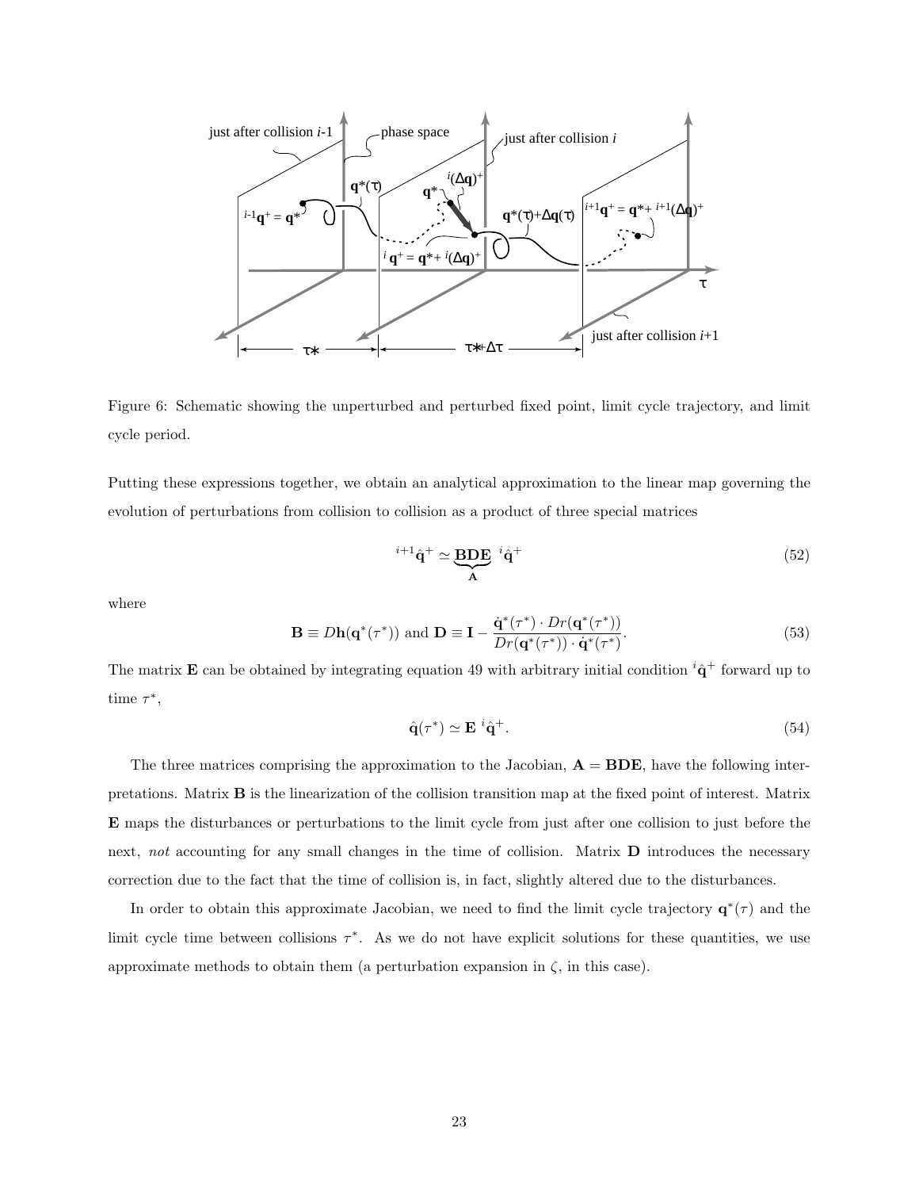just after collision *i*-1

phase space

just after collision *i*

$\mathbf{q}^*(\tau)$

$^{i}(\Delta\mathbf{q})^+$

$\mathbf{q}^*$

$^{i-1}\mathbf{q}^+ = \mathbf{q}^*$

$\mathbf{q}^*(\tau)+\Delta\mathbf{q}(\tau)$

$^{i+1}\mathbf{q}^+ = \mathbf{q}^* + {}^{i+1}(\Delta\mathbf{q})^+$

$^{i}\,\mathbf{q}^+ = \mathbf{q}^* + {}^{i}(\Delta\mathbf{q})^+$

τ

just after collision *i*+1

τ*

τ*+Δτ

Figure 6: Schematic showing the unperturbed and perturbed fixed point, limit cycle trajectory, and limit cycle period.

Putting these expressions together, we obtain an analytical approximation to the linear map governing the evolution of perturbations from collision to collision as a product of three special matrices

$$^{i+1}\hat{\mathbf{q}}^+ \simeq \underbrace{\mathbf{BDE}}_{\mathbf{A}}\ {}^{i}\hat{\mathbf{q}}^+ \tag{52}$$

where

$$\mathbf{B} \equiv D\mathbf{h}(\mathbf{q}^*(\tau^*)) \text{ and } \mathbf{D} \equiv \mathbf{I} - \frac{\dot{\mathbf{q}}^*(\tau^*) \cdot Dr(\mathbf{q}^*(\tau^*))}{Dr(\mathbf{q}^*(\tau^*)) \cdot \dot{\mathbf{q}}^*(\tau^*)}. \tag{53}$$

The matrix $\mathbf{E}$ can be obtained by integrating equation 49 with arbitrary initial condition ${}^{i}\hat{\mathbf{q}}^+$ forward up to time $\tau^*$,

$$\hat{\mathbf{q}}(\tau^*) \simeq \mathbf{E}\ {}^{i}\hat{\mathbf{q}}^+. \tag{54}$$

The three matrices comprising the approximation to the Jacobian, $\mathbf{A} = \mathbf{BDE}$, have the following interpretations. Matrix $\mathbf{B}$ is the linearization of the collision transition map at the fixed point of interest. Matrix $\mathbf{E}$ maps the disturbances or perturbations to the limit cycle from just after one collision to just before the next, *not* accounting for any small changes in the time of collision. Matrix $\mathbf{D}$ introduces the necessary correction due to the fact that the time of collision is, in fact, slightly altered due to the disturbances.

In order to obtain this approximate Jacobian, we need to find the limit cycle trajectory $\mathbf{q}^*(\tau)$ and the limit cycle time between collisions $\tau^*$. As we do not have explicit solutions for these quantities, we use approximate methods to obtain them (a perturbation expansion in $\zeta$, in this case).